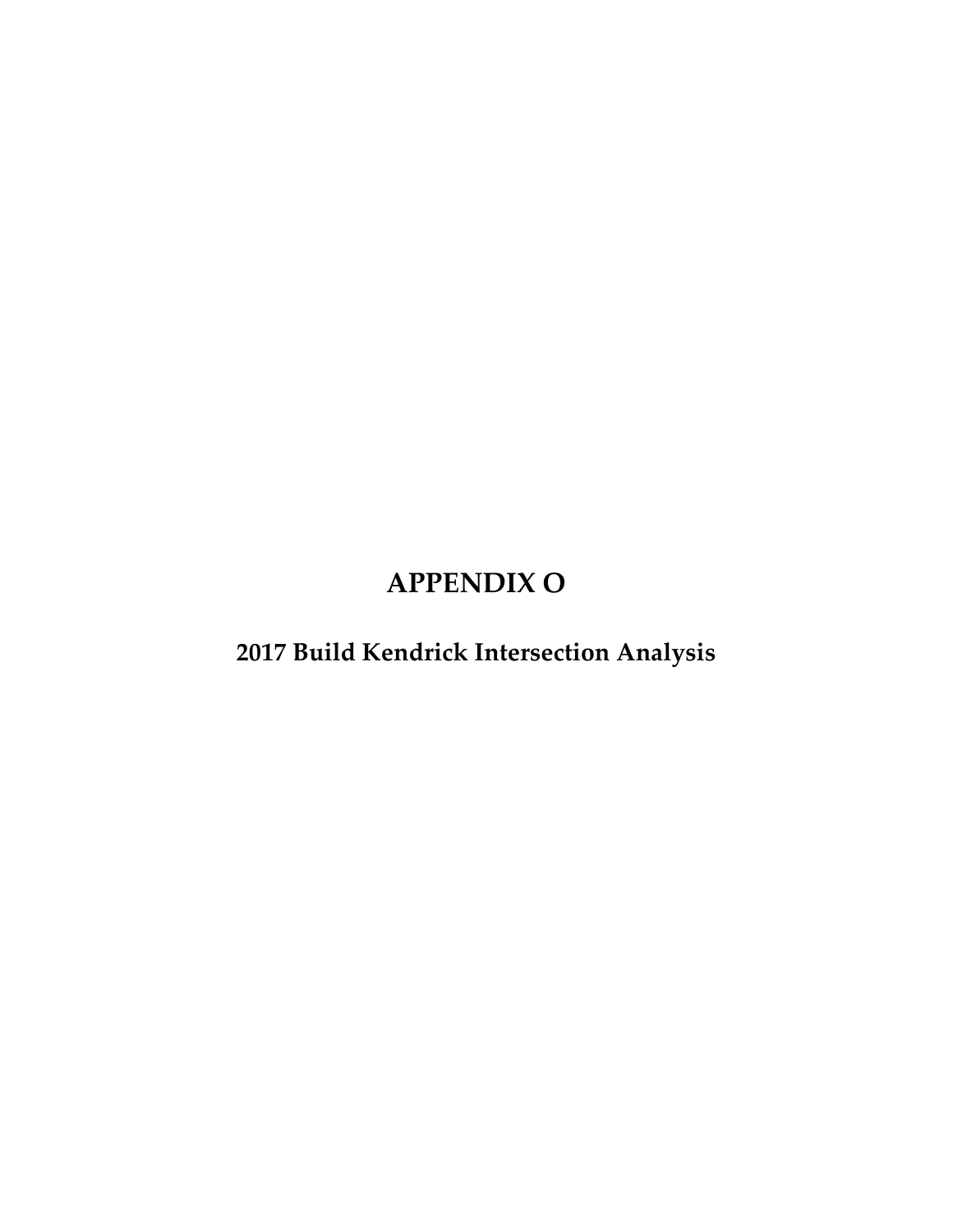# APPENDIX O

## 2017 Build Kendrick Intersection Analysis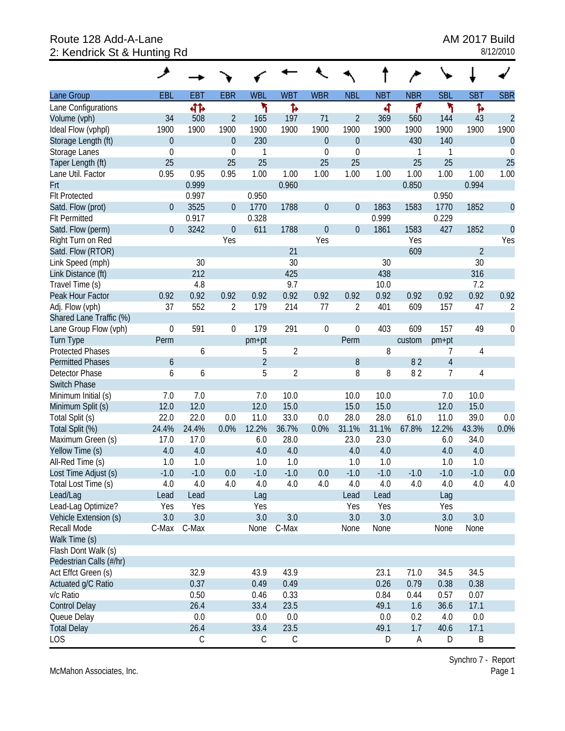Route 128 Add-A-Lane
2: Kendrick St & Hunting Rd

AM 2017 Build
8/12/2010

| Lane Group | EBL | EBT | EBR | WBL | WBT | WBR | NBL | NBT | NBR | SBL | SBT | SBR |
|---|---|---|---|---|---|---|---|---|---|---|---|---|
| Lane Configurations | | ↰↑↱ | | ↰ | ↱ | | | ↰ | ↱ | ↰ | ↱ | |
| Volume (vph) | 34 | 508 | 2 | 165 | 197 | 71 | 2 | 369 | 560 | 144 | 43 | 2 |
| Ideal Flow (vphpl) | 1900 | 1900 | 1900 | 1900 | 1900 | 1900 | 1900 | 1900 | 1900 | 1900 | 1900 | 1900 |
| Storage Length (ft) | 0 | | 0 | 230 | | 0 | 0 | | 430 | 140 | | 0 |
| Storage Lanes | 0 | | 0 | 1 | | 0 | 0 | | 1 | 1 | | 0 |
| Taper Length (ft) | 25 | | 25 | 25 | | 25 | 25 | | 25 | 25 | | 25 |
| Lane Util. Factor | 0.95 | 0.95 | 0.95 | 1.00 | 1.00 | 1.00 | 1.00 | 1.00 | 1.00 | 1.00 | 1.00 | 1.00 |
| Frt | | 0.999 | | | 0.960 | | | | 0.850 | | 0.994 | |
| Flt Protected | | 0.997 | | 0.950 | | | | | | 0.950 | | |
| Satd. Flow (prot) | 0 | 3525 | 0 | 1770 | 1788 | 0 | 0 | 1863 | 1583 | 1770 | 1852 | 0 |
| Flt Permitted | | 0.917 | | 0.328 | | | | 0.999 | | 0.229 | | |
| Satd. Flow (perm) | 0 | 3242 | 0 | 611 | 1788 | 0 | 0 | 1861 | 1583 | 427 | 1852 | 0 |
| Right Turn on Red | | | Yes | | | Yes | | | Yes | | | Yes |
| Satd. Flow (RTOR) | | | | | 21 | | | | 609 | | 2 | |
| Link Speed (mph) | | 30 | | | 30 | | | 30 | | | 30 | |
| Link Distance (ft) | | 212 | | | 425 | | | 438 | | | 316 | |
| Travel Time (s) | | 4.8 | | | 9.7 | | | 10.0 | | | 7.2 | |
| Peak Hour Factor | 0.92 | 0.92 | 0.92 | 0.92 | 0.92 | 0.92 | 0.92 | 0.92 | 0.92 | 0.92 | 0.92 | 0.92 |
| Adj. Flow (vph) | 37 | 552 | 2 | 179 | 214 | 77 | 2 | 401 | 609 | 157 | 47 | 2 |
| Shared Lane Traffic (%) | | | | | | | | | | | | |
| Lane Group Flow (vph) | 0 | 591 | 0 | 179 | 291 | 0 | 0 | 403 | 609 | 157 | 49 | 0 |
| Turn Type | Perm | | | pm+pt | | | Perm | | custom | pm+pt | | |
| Protected Phases | | 6 | | 5 | 2 | | | 8 | | 7 | 4 | |
| Permitted Phases | 6 | | | 2 | | | 8 | | 8 2 | 4 | | |
| Detector Phase | 6 | 6 | | 5 | 2 | | 8 | 8 | 8 2 | 7 | 4 | |
| Switch Phase | | | | | | | | | | | | |
| Minimum Initial (s) | 7.0 | 7.0 | | 7.0 | 10.0 | | 10.0 | 10.0 | | 7.0 | 10.0 | |
| Minimum Split (s) | 12.0 | 12.0 | | 12.0 | 15.0 | | 15.0 | 15.0 | | 12.0 | 15.0 | |
| Total Split (s) | 22.0 | 22.0 | 0.0 | 11.0 | 33.0 | 0.0 | 28.0 | 28.0 | 61.0 | 11.0 | 39.0 | 0.0 |
| Total Split (%) | 24.4% | 24.4% | 0.0% | 12.2% | 36.7% | 0.0% | 31.1% | 31.1% | 67.8% | 12.2% | 43.3% | 0.0% |
| Maximum Green (s) | 17.0 | 17.0 | | 6.0 | 28.0 | | 23.0 | 23.0 | | 6.0 | 34.0 | |
| Yellow Time (s) | 4.0 | 4.0 | | 4.0 | 4.0 | | 4.0 | 4.0 | | 4.0 | 4.0 | |
| All-Red Time (s) | 1.0 | 1.0 | | 1.0 | 1.0 | | 1.0 | 1.0 | | 1.0 | 1.0 | |
| Lost Time Adjust (s) | -1.0 | -1.0 | 0.0 | -1.0 | -1.0 | 0.0 | -1.0 | -1.0 | -1.0 | -1.0 | -1.0 | 0.0 |
| Total Lost Time (s) | 4.0 | 4.0 | 4.0 | 4.0 | 4.0 | 4.0 | 4.0 | 4.0 | 4.0 | 4.0 | 4.0 | 4.0 |
| Lead/Lag | Lead | Lead | | Lag | | | Lead | Lead | | Lag | | |
| Lead-Lag Optimize? | Yes | Yes | | Yes | | | Yes | Yes | | Yes | | |
| Vehicle Extension (s) | 3.0 | 3.0 | | 3.0 | 3.0 | | 3.0 | 3.0 | | 3.0 | 3.0 | |
| Recall Mode | C-Max | C-Max | | None | C-Max | | None | None | | None | None | |
| Walk Time (s) | | | | | | | | | | | | |
| Flash Dont Walk (s) | | | | | | | | | | | | |
| Pedestrian Calls (#/hr) | | | | | | | | | | | | |
| Act Effct Green (s) | | 32.9 | | 43.9 | 43.9 | | | 23.1 | 71.0 | 34.5 | 34.5 | |
| Actuated g/C Ratio | | 0.37 | | 0.49 | 0.49 | | | 0.26 | 0.79 | 0.38 | 0.38 | |
| v/c Ratio | | 0.50 | | 0.46 | 0.33 | | | 0.84 | 0.44 | 0.57 | 0.07 | |
| Control Delay | | 26.4 | | 33.4 | 23.5 | | | 49.1 | 1.6 | 36.6 | 17.1 | |
| Queue Delay | | 0.0 | | 0.0 | 0.0 | | | 0.0 | 0.2 | 4.0 | 0.0 | |
| Total Delay | | 26.4 | | 33.4 | 23.5 | | | 49.1 | 1.7 | 40.6 | 17.1 | |
| LOS | | C | | C | C | | | D | A | D | B | |

McMahon Associates, Inc.

Synchro 7 - Report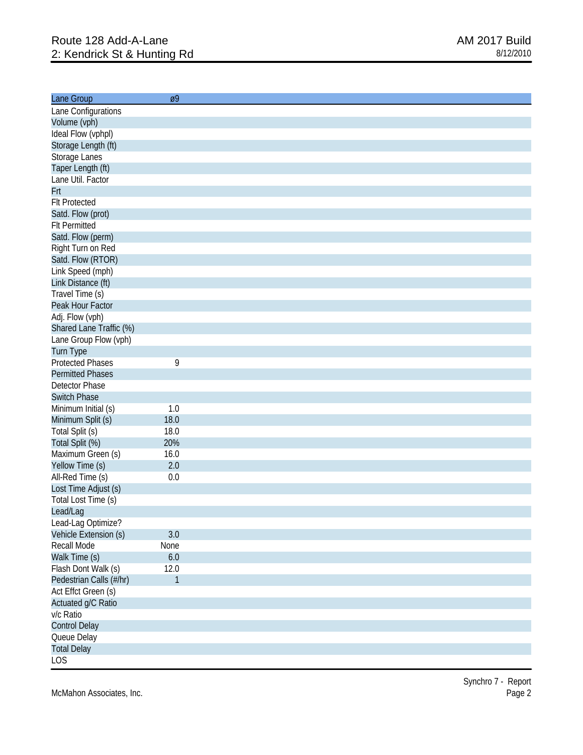# Route 128 Add-A-Lane
## 2: Kendrick St & Hunting Rd

AM 2017 Build
8/12/2010

| Lane Group | ø9 |
|---|---|
| Lane Configurations | |
| Volume (vph) | |
| Ideal Flow (vphpl) | |
| Storage Length (ft) | |
| Storage Lanes | |
| Taper Length (ft) | |
| Lane Util. Factor | |
| Frt | |
| Flt Protected | |
| Satd. Flow (prot) | |
| Flt Permitted | |
| Satd. Flow (perm) | |
| Right Turn on Red | |
| Satd. Flow (RTOR) | |
| Link Speed (mph) | |
| Link Distance (ft) | |
| Travel Time (s) | |
| Peak Hour Factor | |
| Adj. Flow (vph) | |
| Shared Lane Traffic (%) | |
| Lane Group Flow (vph) | |
| Turn Type | |
| Protected Phases | 9 |
| Permitted Phases | |
| Detector Phase | |
| Switch Phase | |
| Minimum Initial (s) | 1.0 |
| Minimum Split (s) | 18.0 |
| Total Split (s) | 18.0 |
| Total Split (%) | 20% |
| Maximum Green (s) | 16.0 |
| Yellow Time (s) | 2.0 |
| All-Red Time (s) | 0.0 |
| Lost Time Adjust (s) | |
| Total Lost Time (s) | |
| Lead/Lag | |
| Lead-Lag Optimize? | |
| Vehicle Extension (s) | 3.0 |
| Recall Mode | None |
| Walk Time (s) | 6.0 |
| Flash Dont Walk (s) | 12.0 |
| Pedestrian Calls (#/hr) | 1 |
| Act Effct Green (s) | |
| Actuated g/C Ratio | |
| v/c Ratio | |
| Control Delay | |
| Queue Delay | |
| Total Delay | |
| LOS | |

McMahon Associates, Inc.

Synchro 7 - Report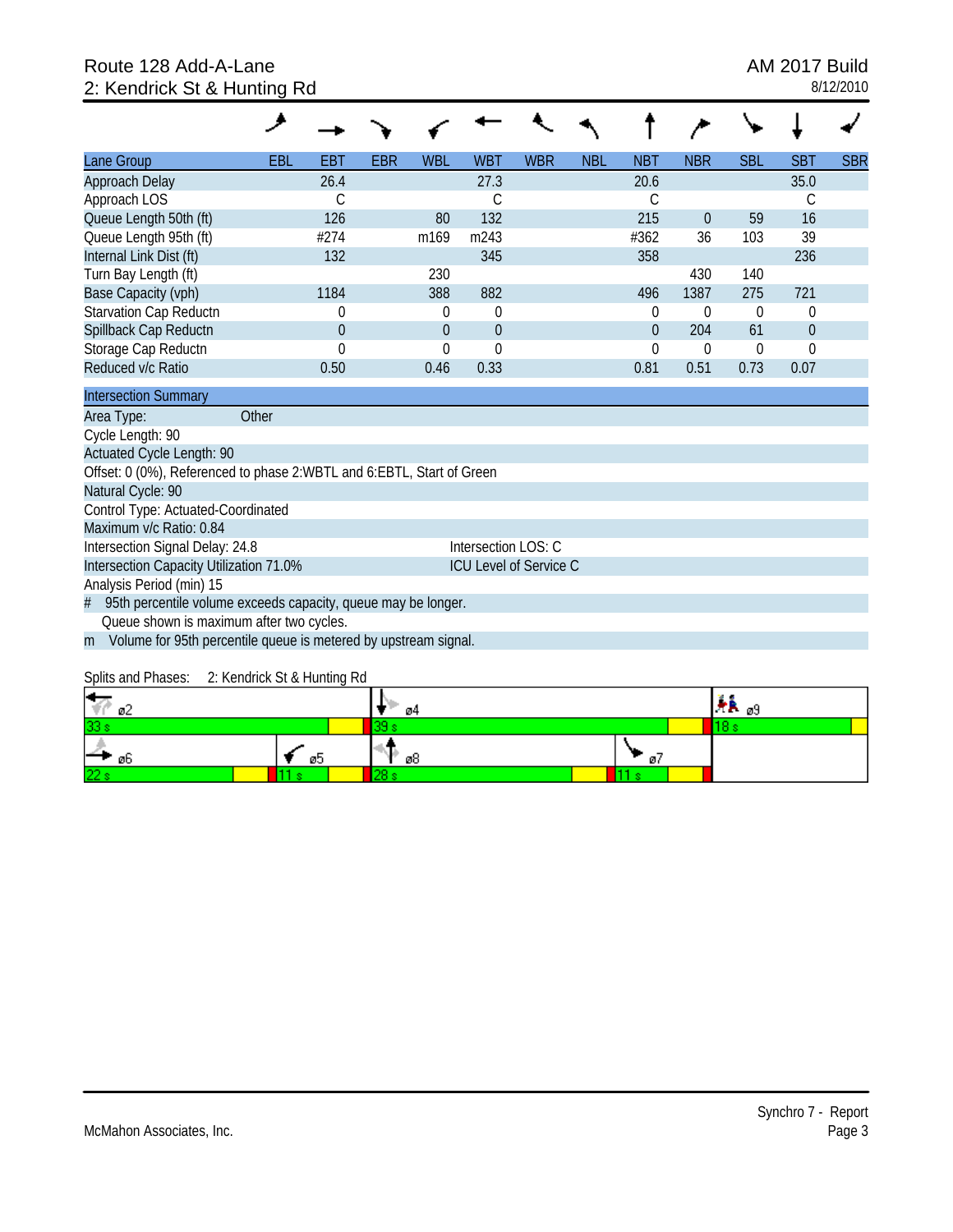# Route 128 Add-A-Lane
## 2: Kendrick St & Hunting Rd

AM 2017 Build
8/12/2010

| Lane Group | EBL | EBT | EBR | WBL | WBT | WBR | NBL | NBT | NBR | SBL | SBT | SBR |
|---|---|---|---|---|---|---|---|---|---|---|---|---|
| Approach Delay | | 26.4 | | | 27.3 | | | 20.6 | | | 35.0 | |
| Approach LOS | | C | | | C | | | C | | | C | |
| Queue Length 50th (ft) | | 126 | | 80 | 132 | | | 215 | 0 | 59 | 16 | |
| Queue Length 95th (ft) | | #274 | | m169 | m243 | | | #362 | 36 | 103 | 39 | |
| Internal Link Dist (ft) | | 132 | | | 345 | | | 358 | | | 236 | |
| Turn Bay Length (ft) | | | | 230 | | | | | 430 | 140 | | |
| Base Capacity (vph) | | 1184 | | 388 | 882 | | | 496 | 1387 | 275 | 721 | |
| Starvation Cap Reductn | | 0 | | 0 | 0 | | | 0 | 0 | 0 | 0 | |
| Spillback Cap Reductn | | 0 | | 0 | 0 | | | 0 | 204 | 61 | 0 | |
| Storage Cap Reductn | | 0 | | 0 | 0 | | | 0 | 0 | 0 | 0 | |
| Reduced v/c Ratio | | 0.50 | | 0.46 | 0.33 | | | 0.81 | 0.51 | 0.73 | 0.07 | |

**Intersection Summary**

Area Type: Other
Cycle Length: 90
Actuated Cycle Length: 90
Offset: 0 (0%), Referenced to phase 2:WBTL and 6:EBTL, Start of Green
Natural Cycle: 90
Control Type: Actuated-Coordinated
Maximum v/c Ratio: 0.84
Intersection Signal Delay: 24.8 — Intersection LOS: C
Intersection Capacity Utilization 71.0% — ICU Level of Service C
Analysis Period (min) 15
\# 95th percentile volume exceeds capacity, queue may be longer.
Queue shown is maximum after two cycles.
m Volume for 95th percentile queue is metered by upstream signal.

Splits and Phases: 2: Kendrick St & Hunting Rd

| ø2 | ø4 | ø9 |
|---|---|---|
| 33 s | 39 s | 18 s |

| ø6 | ø5 | ø8 | ø7 |
|---|---|---|---|
| 22 s | 11 s | 28 s | 11 s |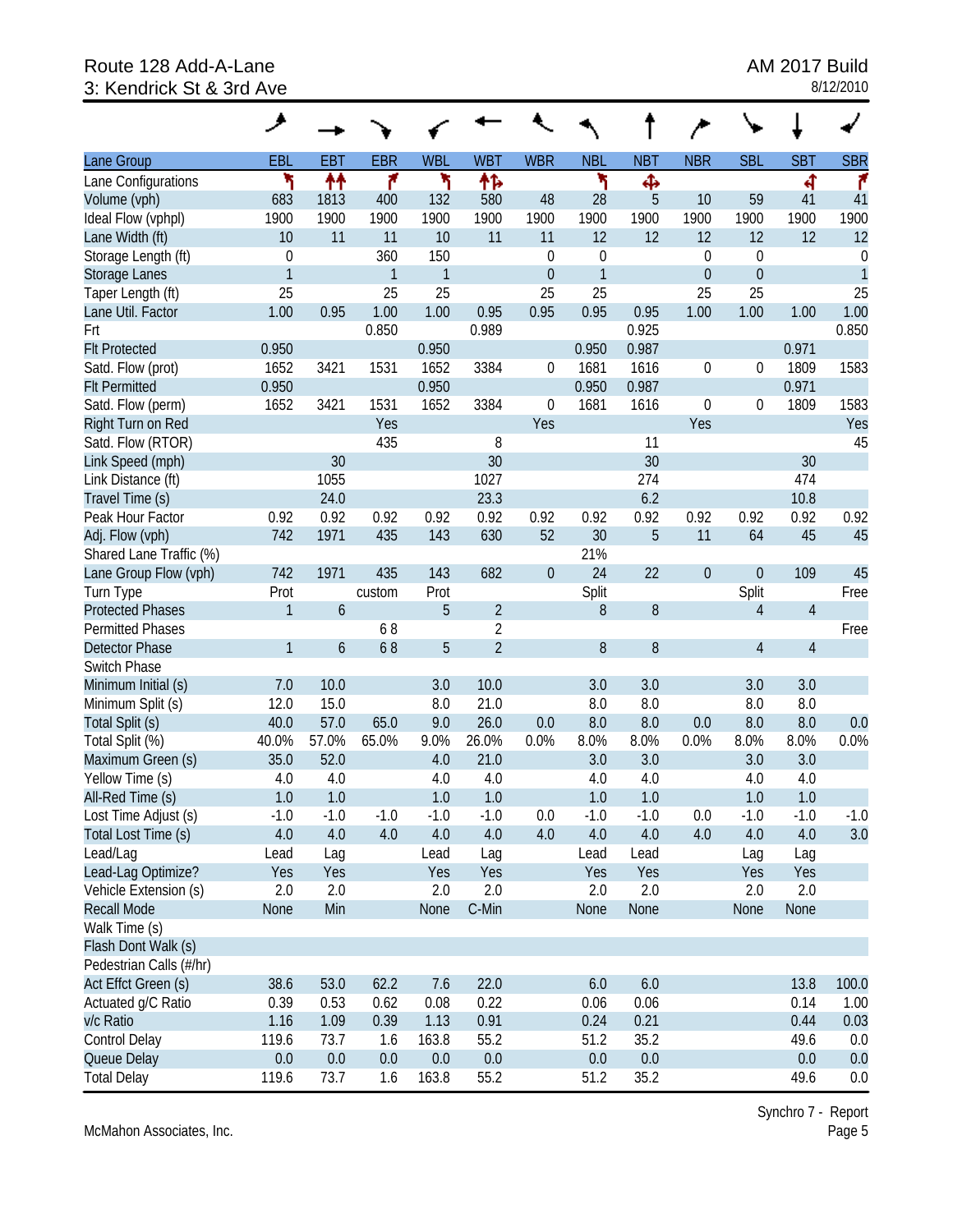Route 128 Add-A-Lane
3: Kendrick St & 3rd Ave

AM 2017 Build
8/12/2010

| Lane Group | EBL | EBT | EBR | WBL | WBT | WBR | NBL | NBT | NBR | SBL | SBT | SBR |
|---|---|---|---|---|---|---|---|---|---|---|---|---|
| Lane Configurations | | | | | | | | | | | | |
| Volume (vph) | 683 | 1813 | 400 | 132 | 580 | 48 | 28 | 5 | 10 | 59 | 41 | 41 |
| Ideal Flow (vphpl) | 1900 | 1900 | 1900 | 1900 | 1900 | 1900 | 1900 | 1900 | 1900 | 1900 | 1900 | 1900 |
| Lane Width (ft) | 10 | 11 | 11 | 10 | 11 | 11 | 12 | 12 | 12 | 12 | 12 | 12 |
| Storage Length (ft) | 0 | | 360 | 150 | | 0 | 0 | | 0 | 0 | | 0 |
| Storage Lanes | 1 | | 1 | 1 | | 0 | 1 | | 0 | 0 | | 1 |
| Taper Length (ft) | 25 | | 25 | 25 | | 25 | 25 | | 25 | 25 | | 25 |
| Lane Util. Factor | 1.00 | 0.95 | 1.00 | 1.00 | 0.95 | 0.95 | 0.95 | 0.95 | 1.00 | 1.00 | 1.00 | 1.00 |
| Frt | | | 0.850 | | 0.989 | | | 0.925 | | | | 0.850 |
| Flt Protected | 0.950 | | | 0.950 | | | 0.950 | 0.987 | | | 0.971 | |
| Satd. Flow (prot) | 1652 | 3421 | 1531 | 1652 | 3384 | 0 | 1681 | 1616 | 0 | 0 | 1809 | 1583 |
| Flt Permitted | 0.950 | | | 0.950 | | | 0.950 | 0.987 | | | 0.971 | |
| Satd. Flow (perm) | 1652 | 3421 | 1531 | 1652 | 3384 | 0 | 1681 | 1616 | 0 | 0 | 1809 | 1583 |
| Right Turn on Red | | | Yes | | | Yes | | | Yes | | | Yes |
| Satd. Flow (RTOR) | | | 435 | | 8 | | | 11 | | | | 45 |
| Link Speed (mph) | | 30 | | | 30 | | | 30 | | | 30 | |
| Link Distance (ft) | | 1055 | | | 1027 | | | 274 | | | 474 | |
| Travel Time (s) | | 24.0 | | | 23.3 | | | 6.2 | | | 10.8 | |
| Peak Hour Factor | 0.92 | 0.92 | 0.92 | 0.92 | 0.92 | 0.92 | 0.92 | 0.92 | 0.92 | 0.92 | 0.92 | 0.92 |
| Adj. Flow (vph) | 742 | 1971 | 435 | 143 | 630 | 52 | 30 | 5 | 11 | 64 | 45 | 45 |
| Shared Lane Traffic (%) | | | | | | | 21% | | | | | |
| Lane Group Flow (vph) | 742 | 1971 | 435 | 143 | 682 | 0 | 24 | 22 | 0 | 0 | 109 | 45 |
| Turn Type | Prot | | custom | Prot | | | Split | | | Split | | Free |
| Protected Phases | 1 | 6 | | 5 | 2 | | 8 | 8 | | 4 | 4 | |
| Permitted Phases | | | 6 8 | | 2 | | | | | | | Free |
| Detector Phase | 1 | 6 | 6 8 | 5 | 2 | | 8 | 8 | | 4 | 4 | |
| Switch Phase | | | | | | | | | | | | |
| Minimum Initial (s) | 7.0 | 10.0 | | 3.0 | 10.0 | | 3.0 | 3.0 | | 3.0 | 3.0 | |
| Minimum Split (s) | 12.0 | 15.0 | | 8.0 | 21.0 | | 8.0 | 8.0 | | 8.0 | 8.0 | |
| Total Split (s) | 40.0 | 57.0 | 65.0 | 9.0 | 26.0 | 0.0 | 8.0 | 8.0 | 0.0 | 8.0 | 8.0 | 0.0 |
| Total Split (%) | 40.0% | 57.0% | 65.0% | 9.0% | 26.0% | 0.0% | 8.0% | 8.0% | 0.0% | 8.0% | 8.0% | 0.0% |
| Maximum Green (s) | 35.0 | 52.0 | | 4.0 | 21.0 | | 3.0 | 3.0 | | 3.0 | 3.0 | |
| Yellow Time (s) | 4.0 | 4.0 | | 4.0 | 4.0 | | 4.0 | 4.0 | | 4.0 | 4.0 | |
| All-Red Time (s) | 1.0 | 1.0 | | 1.0 | 1.0 | | 1.0 | 1.0 | | 1.0 | 1.0 | |
| Lost Time Adjust (s) | -1.0 | -1.0 | -1.0 | -1.0 | -1.0 | 0.0 | -1.0 | -1.0 | 0.0 | -1.0 | -1.0 | -1.0 |
| Total Lost Time (s) | 4.0 | 4.0 | 4.0 | 4.0 | 4.0 | 4.0 | 4.0 | 4.0 | 4.0 | 4.0 | 4.0 | 3.0 |
| Lead/Lag | Lead | Lag | | Lead | Lag | | Lead | Lead | | Lag | Lag | |
| Lead-Lag Optimize? | Yes | Yes | | Yes | Yes | | Yes | Yes | | Yes | Yes | |
| Vehicle Extension (s) | 2.0 | 2.0 | | 2.0 | 2.0 | | 2.0 | 2.0 | | 2.0 | 2.0 | |
| Recall Mode | None | Min | | None | C-Min | | None | None | | None | None | |
| Walk Time (s) | | | | | | | | | | | | |
| Flash Dont Walk (s) | | | | | | | | | | | | |
| Pedestrian Calls (#/hr) | | | | | | | | | | | | |
| Act Effct Green (s) | 38.6 | 53.0 | 62.2 | 7.6 | 22.0 | | 6.0 | 6.0 | | | 13.8 | 100.0 |
| Actuated g/C Ratio | 0.39 | 0.53 | 0.62 | 0.08 | 0.22 | | 0.06 | 0.06 | | | 0.14 | 1.00 |
| v/c Ratio | 1.16 | 1.09 | 0.39 | 1.13 | 0.91 | | 0.24 | 0.21 | | | 0.44 | 0.03 |
| Control Delay | 119.6 | 73.7 | 1.6 | 163.8 | 55.2 | | 51.2 | 35.2 | | | 49.6 | 0.0 |
| Queue Delay | 0.0 | 0.0 | 0.0 | 0.0 | 0.0 | | 0.0 | 0.0 | | | 0.0 | 0.0 |
| Total Delay | 119.6 | 73.7 | 1.6 | 163.8 | 55.2 | | 51.2 | 35.2 | | | 49.6 | 0.0 |

McMahon Associates, Inc.

Synchro 7 - Report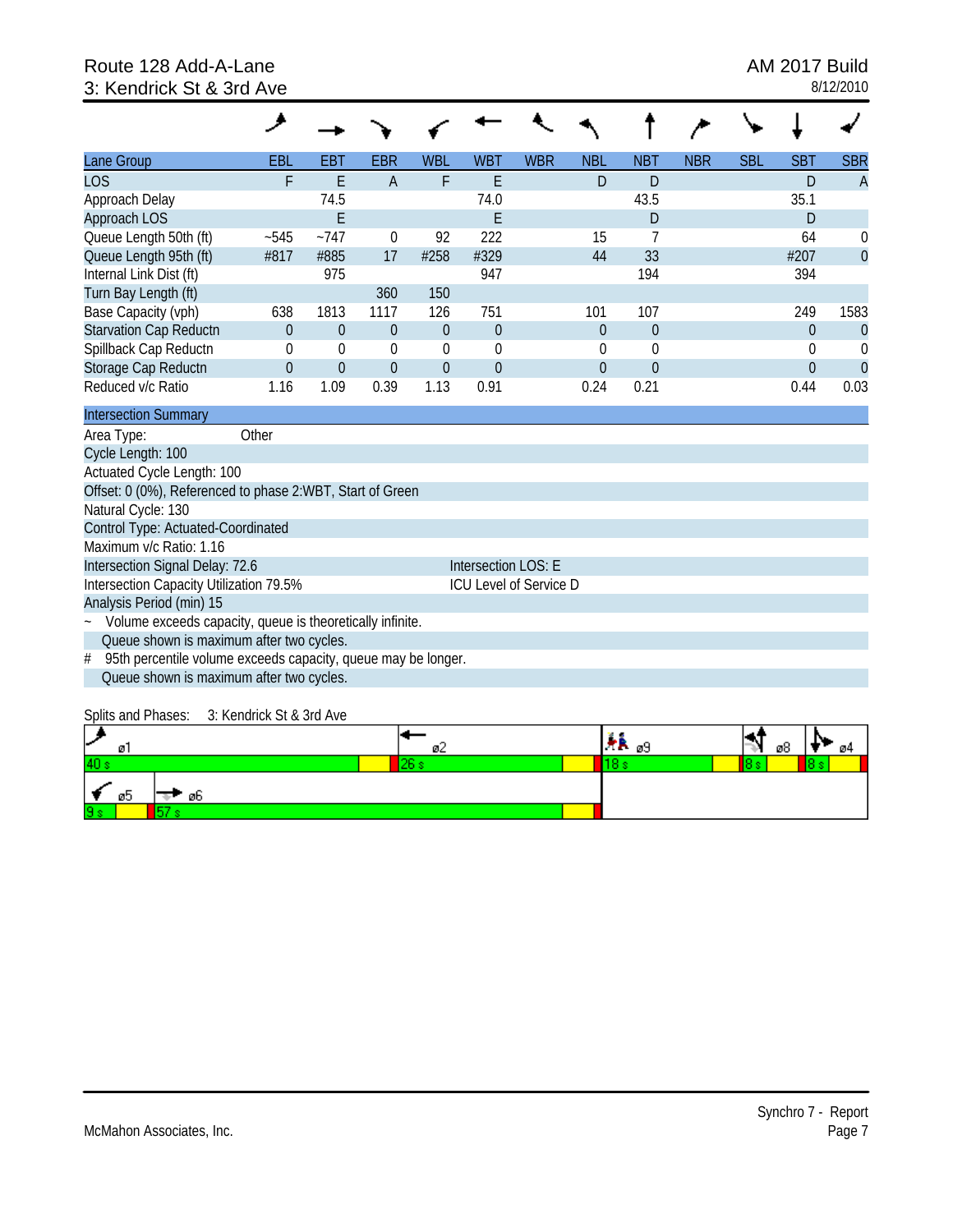Route 128 Add-A-Lane
3: Kendrick St & 3rd Ave

AM 2017 Build
8/12/2010

| Lane Group | EBL | EBT | EBR | WBL | WBT | WBR | NBL | NBT | NBR | SBL | SBT | SBR |
|---|---|---|---|---|---|---|---|---|---|---|---|---|
| LOS | F | E | A | F | E | | D | D | | | D | A |
| Approach Delay | | 74.5 | | | 74.0 | | | 43.5 | | | 35.1 | |
| Approach LOS | | E | | | E | | | D | | | D | |
| Queue Length 50th (ft) | ~545 | ~747 | 0 | 92 | 222 | | 15 | 7 | | | 64 | 0 |
| Queue Length 95th (ft) | #817 | #885 | 17 | #258 | #329 | | 44 | 33 | | | #207 | 0 |
| Internal Link Dist (ft) | | 975 | | | 947 | | | 194 | | | 394 | |
| Turn Bay Length (ft) | | | 360 | 150 | | | | | | | | |
| Base Capacity (vph) | 638 | 1813 | 1117 | 126 | 751 | | 101 | 107 | | | 249 | 1583 |
| Starvation Cap Reductn | 0 | 0 | 0 | 0 | 0 | | 0 | 0 | | | 0 | 0 |
| Spillback Cap Reductn | 0 | 0 | 0 | 0 | 0 | | 0 | 0 | | | 0 | 0 |
| Storage Cap Reductn | 0 | 0 | 0 | 0 | 0 | | 0 | 0 | | | 0 | 0 |
| Reduced v/c Ratio | 1.16 | 1.09 | 0.39 | 1.13 | 0.91 | | 0.24 | 0.21 | | | 0.44 | 0.03 |

**Intersection Summary**

Area Type: Other
Cycle Length: 100
Actuated Cycle Length: 100
Offset: 0 (0%), Referenced to phase 2:WBT, Start of Green
Natural Cycle: 130
Control Type: Actuated-Coordinated
Maximum v/c Ratio: 1.16
Intersection Signal Delay: 72.6 — Intersection LOS: E
Intersection Capacity Utilization 79.5% — ICU Level of Service D
Analysis Period (min) 15

~ Volume exceeds capacity, queue is theoretically infinite.
Queue shown is maximum after two cycles.

# 95th percentile volume exceeds capacity, queue may be longer.
Queue shown is maximum after two cycles.

Splits and Phases: 3: Kendrick St & 3rd Ave

| ø1 | ø2 | ø9 | ø8 | ø4 |
|---|---|---|---|---|
| 40 s | 26 s | 18 s | 8 s | 8 s |

| ø5 | ø6 |
|---|---|
| 9 s | 57 s |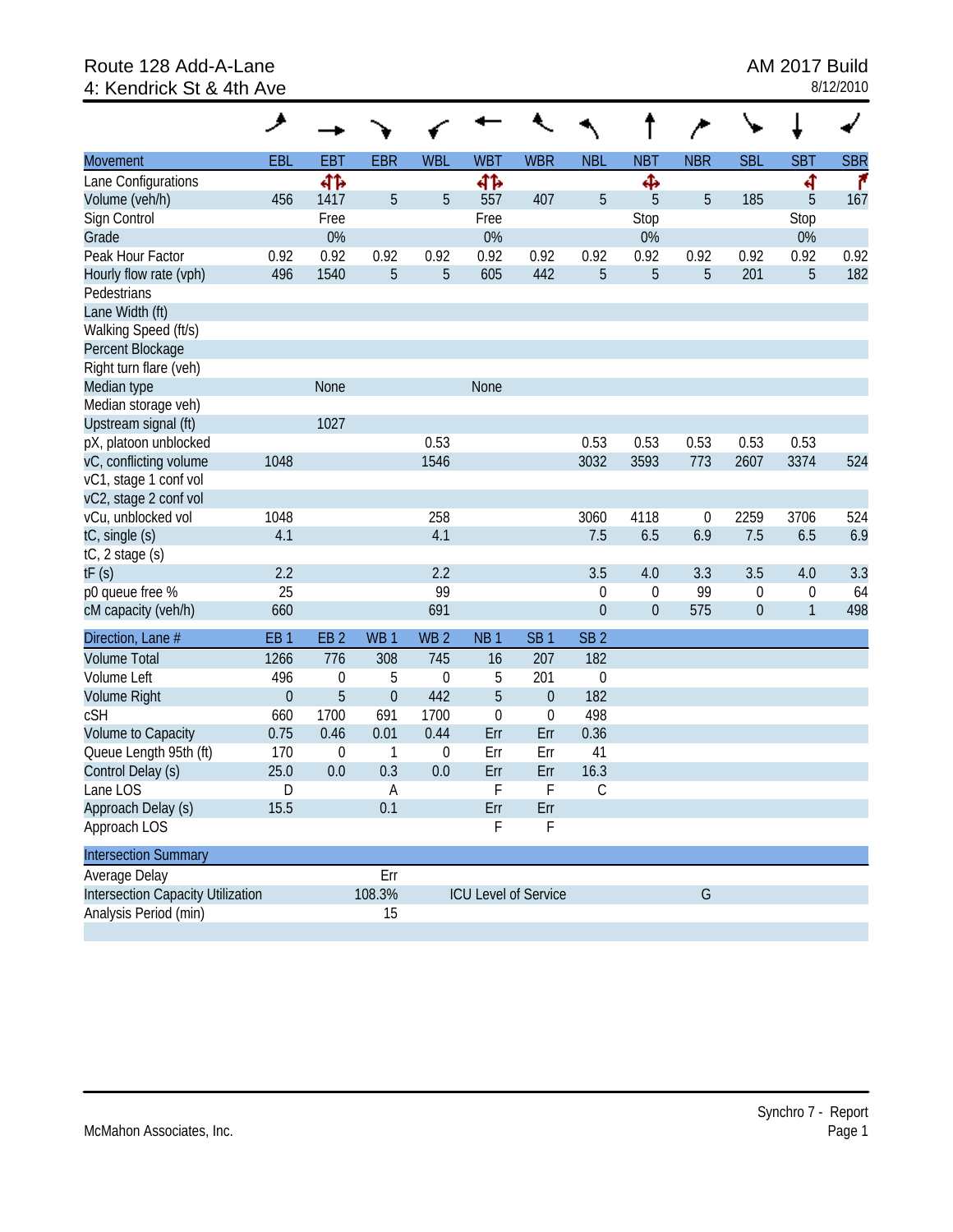Route 128 Add-A-Lane
4: Kendrick St & 4th Ave

AM 2017 Build
8/12/2010

| Movement | EBL | EBT | EBR | WBL | WBT | WBR | NBL | NBT | NBR | SBL | SBT | SBR |
|---|---|---|---|---|---|---|---|---|---|---|---|---|
| Lane Configurations | | ↰↑↱ | | | ↰↑↱ | | | ✥ | | | ↰ | ↱ |
| Volume (veh/h) | 456 | 1417 | 5 | 5 | 557 | 407 | 5 | 5 | 5 | 185 | 5 | 167 |
| Sign Control | | Free | | | Free | | | Stop | | | Stop | |
| Grade | | 0% | | | 0% | | | 0% | | | 0% | |
| Peak Hour Factor | 0.92 | 0.92 | 0.92 | 0.92 | 0.92 | 0.92 | 0.92 | 0.92 | 0.92 | 0.92 | 0.92 | 0.92 |
| Hourly flow rate (vph) | 496 | 1540 | 5 | 5 | 605 | 442 | 5 | 5 | 5 | 201 | 5 | 182 |
| Pedestrians | | | | | | | | | | | | |
| Lane Width (ft) | | | | | | | | | | | | |
| Walking Speed (ft/s) | | | | | | | | | | | | |
| Percent Blockage | | | | | | | | | | | | |
| Right turn flare (veh) | | | | | | | | | | | | |
| Median type | | None | | | None | | | | | | | |
| Median storage veh) | | | | | | | | | | | | |
| Upstream signal (ft) | | 1027 | | | | | | | | | | |
| pX, platoon unblocked | | | | 0.53 | | | 0.53 | 0.53 | 0.53 | 0.53 | 0.53 | |
| vC, conflicting volume | 1048 | | | 1546 | | | 3032 | 3593 | 773 | 2607 | 3374 | 524 |
| vC1, stage 1 conf vol | | | | | | | | | | | | |
| vC2, stage 2 conf vol | | | | | | | | | | | | |
| vCu, unblocked vol | 1048 | | | 258 | | | 3060 | 4118 | 0 | 2259 | 3706 | 524 |
| tC, single (s) | 4.1 | | | 4.1 | | | 7.5 | 6.5 | 6.9 | 7.5 | 6.5 | 6.9 |
| tC, 2 stage (s) | | | | | | | | | | | | |
| tF (s) | 2.2 | | | 2.2 | | | 3.5 | 4.0 | 3.3 | 3.5 | 4.0 | 3.3 |
| p0 queue free % | 25 | | | 99 | | | 0 | 0 | 99 | 0 | 0 | 64 |
| cM capacity (veh/h) | 660 | | | 691 | | | 0 | 0 | 575 | 0 | 1 | 498 |

| Direction, Lane # | EB 1 | EB 2 | WB 1 | WB 2 | NB 1 | SB 1 | SB 2 |
|---|---|---|---|---|---|---|---|
| Volume Total | 1266 | 776 | 308 | 745 | 16 | 207 | 182 |
| Volume Left | 496 | 0 | 5 | 0 | 5 | 201 | 0 |
| Volume Right | 0 | 5 | 0 | 442 | 5 | 0 | 182 |
| cSH | 660 | 1700 | 691 | 1700 | 0 | 0 | 498 |
| Volume to Capacity | 0.75 | 0.46 | 0.01 | 0.44 | Err | Err | 0.36 |
| Queue Length 95th (ft) | 170 | 0 | 1 | 0 | Err | Err | 41 |
| Control Delay (s) | 25.0 | 0.0 | 0.3 | 0.0 | Err | Err | 16.3 |
| Lane LOS | D | | A | | F | F | C |
| Approach Delay (s) | 15.5 | | 0.1 | | Err | Err | |
| Approach LOS | | | | | F | F | |

| Intersection Summary | | | |
|---|---|---|---|
| Average Delay | Err | | |
| Intersection Capacity Utilization | 108.3% | ICU Level of Service | G |
| Analysis Period (min) | 15 | | |

McMahon Associates, Inc.

Synchro 7 - Report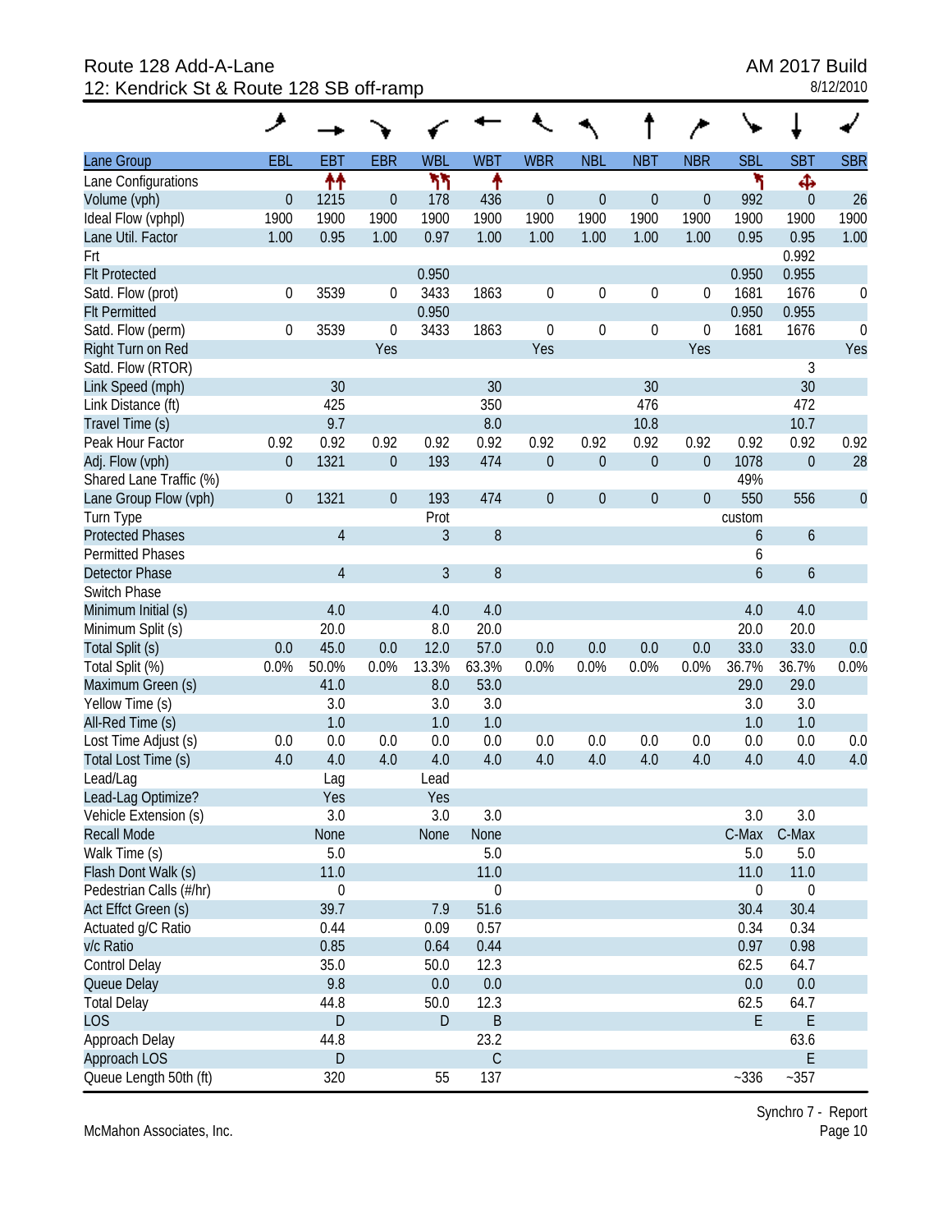# Route 128 Add-A-Lane
## 12: Kendrick St & Route 128 SB off-ramp

AM 2017 Build

| Lane Group | EBL | EBT | EBR | WBL | WBT | WBR | NBL | NBT | NBR | SBL | SBT | SBR |
|---|---|---|---|---|---|---|---|---|---|---|---|---|
| Lane Configurations | | ↑↑ | | ↰↰ | ↑ | | | | | ↰ | ✥ | |
| Volume (vph) | 0 | 1215 | 0 | 178 | 436 | 0 | 0 | 0 | 0 | 992 | 0 | 26 |
| Ideal Flow (vphpl) | 1900 | 1900 | 1900 | 1900 | 1900 | 1900 | 1900 | 1900 | 1900 | 1900 | 1900 | 1900 |
| Lane Util. Factor | 1.00 | 0.95 | 1.00 | 0.97 | 1.00 | 1.00 | 1.00 | 1.00 | 1.00 | 0.95 | 0.95 | 1.00 |
| Frt | | | | | | | | | | | 0.992 | |
| Flt Protected | | | | 0.950 | | | | | | 0.950 | 0.955 | |
| Satd. Flow (prot) | 0 | 3539 | 0 | 3433 | 1863 | 0 | 0 | 0 | 0 | 1681 | 1676 | 0 |
| Flt Permitted | | | | 0.950 | | | | | | 0.950 | 0.955 | |
| Satd. Flow (perm) | 0 | 3539 | 0 | 3433 | 1863 | 0 | 0 | 0 | 0 | 1681 | 1676 | 0 |
| Right Turn on Red | | | Yes | | | Yes | | | Yes | | | Yes |
| Satd. Flow (RTOR) | | | | | | | | | | | 3 | |
| Link Speed (mph) | | 30 | | | 30 | | | 30 | | | 30 | |
| Link Distance (ft) | | 425 | | | 350 | | | 476 | | | 472 | |
| Travel Time (s) | | 9.7 | | | 8.0 | | | 10.8 | | | 10.7 | |
| Peak Hour Factor | 0.92 | 0.92 | 0.92 | 0.92 | 0.92 | 0.92 | 0.92 | 0.92 | 0.92 | 0.92 | 0.92 | 0.92 |
| Adj. Flow (vph) | 0 | 1321 | 0 | 193 | 474 | 0 | 0 | 0 | 0 | 1078 | 0 | 28 |
| Shared Lane Traffic (%) | | | | | | | | | | 49% | | |
| Lane Group Flow (vph) | 0 | 1321 | 0 | 193 | 474 | 0 | 0 | 0 | 0 | 550 | 556 | 0 |
| Turn Type | | | | Prot | | | | | | custom | | |
| Protected Phases | | 4 | | 3 | 8 | | | | | 6 | 6 | |
| Permitted Phases | | | | | | | | | | 6 | | |
| Detector Phase | | 4 | | 3 | 8 | | | | | 6 | 6 | |
| Switch Phase | | | | | | | | | | | | |
| Minimum Initial (s) | | 4.0 | | 4.0 | 4.0 | | | | | 4.0 | 4.0 | |
| Minimum Split (s) | | 20.0 | | 8.0 | 20.0 | | | | | 20.0 | 20.0 | |
| Total Split (s) | 0.0 | 45.0 | 0.0 | 12.0 | 57.0 | 0.0 | 0.0 | 0.0 | 0.0 | 33.0 | 33.0 | 0.0 |
| Total Split (%) | 0.0% | 50.0% | 0.0% | 13.3% | 63.3% | 0.0% | 0.0% | 0.0% | 0.0% | 36.7% | 36.7% | 0.0% |
| Maximum Green (s) | | 41.0 | | 8.0 | 53.0 | | | | | 29.0 | 29.0 | |
| Yellow Time (s) | | 3.0 | | 3.0 | 3.0 | | | | | 3.0 | 3.0 | |
| All-Red Time (s) | | 1.0 | | 1.0 | 1.0 | | | | | 1.0 | 1.0 | |
| Lost Time Adjust (s) | 0.0 | 0.0 | 0.0 | 0.0 | 0.0 | 0.0 | 0.0 | 0.0 | 0.0 | 0.0 | 0.0 | 0.0 |
| Total Lost Time (s) | 4.0 | 4.0 | 4.0 | 4.0 | 4.0 | 4.0 | 4.0 | 4.0 | 4.0 | 4.0 | 4.0 | 4.0 |
| Lead/Lag | | Lag | | Lead | | | | | | | | |
| Lead-Lag Optimize? | | Yes | | Yes | | | | | | | | |
| Vehicle Extension (s) | | 3.0 | | 3.0 | 3.0 | | | | | 3.0 | 3.0 | |
| Recall Mode | | None | | None | None | | | | | C-Max | C-Max | |
| Walk Time (s) | | 5.0 | | | 5.0 | | | | | 5.0 | 5.0 | |
| Flash Dont Walk (s) | | 11.0 | | | 11.0 | | | | | 11.0 | 11.0 | |
| Pedestrian Calls (#/hr) | | 0 | | | 0 | | | | | 0 | 0 | |
| Act Effct Green (s) | | 39.7 | | 7.9 | 51.6 | | | | | 30.4 | 30.4 | |
| Actuated g/C Ratio | | 0.44 | | 0.09 | 0.57 | | | | | 0.34 | 0.34 | |
| v/c Ratio | | 0.85 | | 0.64 | 0.44 | | | | | 0.97 | 0.98 | |
| Control Delay | | 35.0 | | 50.0 | 12.3 | | | | | 62.5 | 64.7 | |
| Queue Delay | | 9.8 | | 0.0 | 0.0 | | | | | 0.0 | 0.0 | |
| Total Delay | | 44.8 | | 50.0 | 12.3 | | | | | 62.5 | 64.7 | |
| LOS | | D | | D | B | | | | | E | E | |
| Approach Delay | | 44.8 | | | 23.2 | | | | | | 63.6 | |
| Approach LOS | | D | | | C | | | | | | E | |
| Queue Length 50th (ft) | | 320 | | 55 | 137 | | | | | ~336 | ~357 | |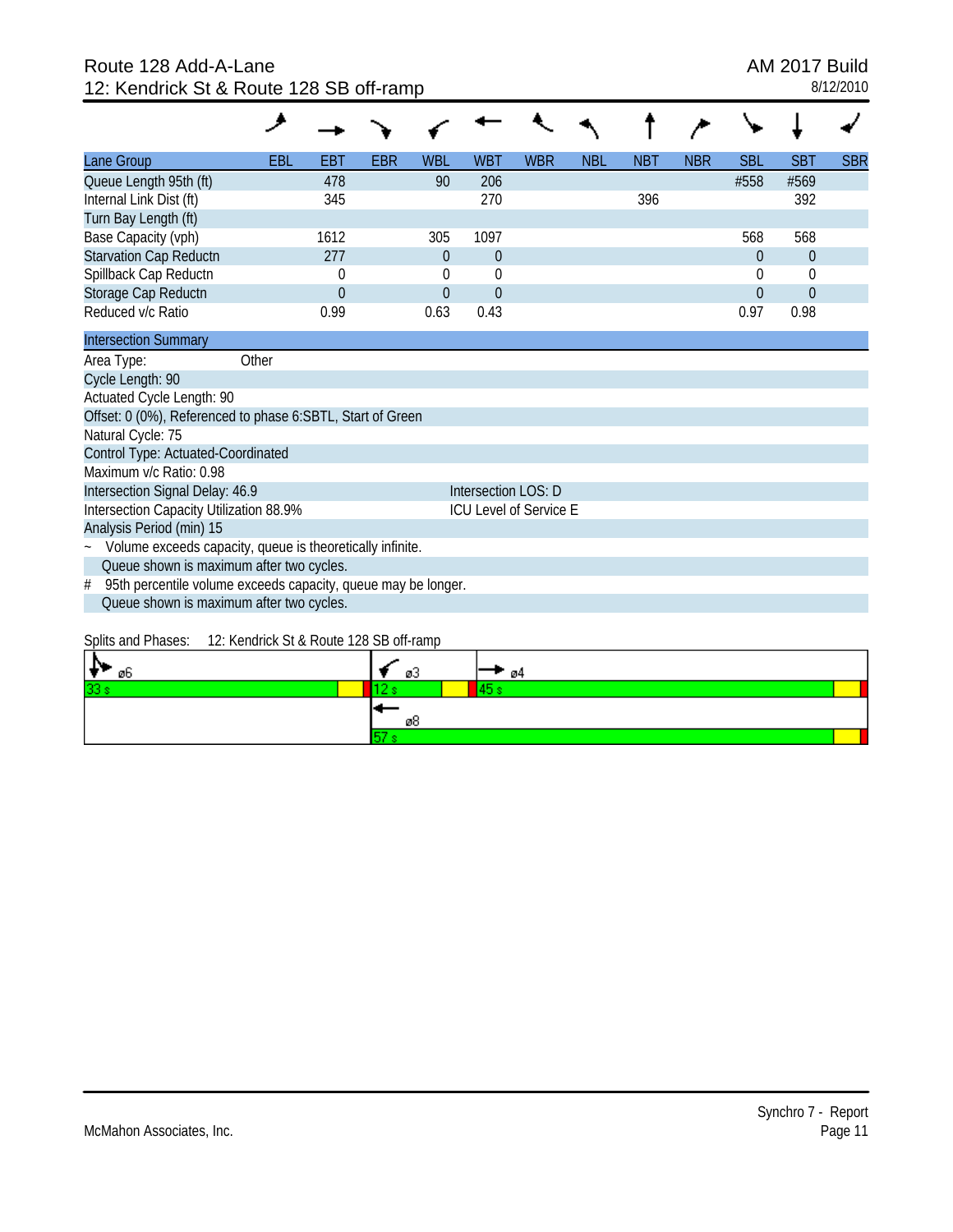Route 128 Add-A-Lane
12: Kendrick St & Route 128 SB off-ramp

AM 2017 Build
8/12/2010

| Lane Group | EBL | EBT | EBR | WBL | WBT | WBR | NBL | NBT | NBR | SBL | SBT | SBR |
|---|---|---|---|---|---|---|---|---|---|---|---|---|
| Queue Length 95th (ft) | | 478 | | 90 | 206 | | | | | #558 | #569 | |
| Internal Link Dist (ft) | | 345 | | | 270 | | | 396 | | | 392 | |
| Turn Bay Length (ft) | | | | | | | | | | | | |
| Base Capacity (vph) | | 1612 | | 305 | 1097 | | | | | 568 | 568 | |
| Starvation Cap Reductn | | 277 | | 0 | 0 | | | | | 0 | 0 | |
| Spillback Cap Reductn | | 0 | | 0 | 0 | | | | | 0 | 0 | |
| Storage Cap Reductn | | 0 | | 0 | 0 | | | | | 0 | 0 | |
| Reduced v/c Ratio | | 0.99 | | 0.63 | 0.43 | | | | | 0.97 | 0.98 | |

**Intersection Summary**

Area Type: Other
Cycle Length: 90
Actuated Cycle Length: 90
Offset: 0 (0%), Referenced to phase 6:SBTL, Start of Green
Natural Cycle: 75
Control Type: Actuated-Coordinated
Maximum v/c Ratio: 0.98
Intersection Signal Delay: 46.9 — Intersection LOS: D
Intersection Capacity Utilization 88.9% — ICU Level of Service E
Analysis Period (min) 15
~ Volume exceeds capacity, queue is theoretically infinite.
Queue shown is maximum after two cycles.
# 95th percentile volume exceeds capacity, queue may be longer.
Queue shown is maximum after two cycles.

Splits and Phases: 12: Kendrick St & Route 128 SB off-ramp

| ø6 | ø3 | ø4 |
|---|---|---|
| 33 s | 12 s | 45 s |
| | ø8 | |
| | 57 s | |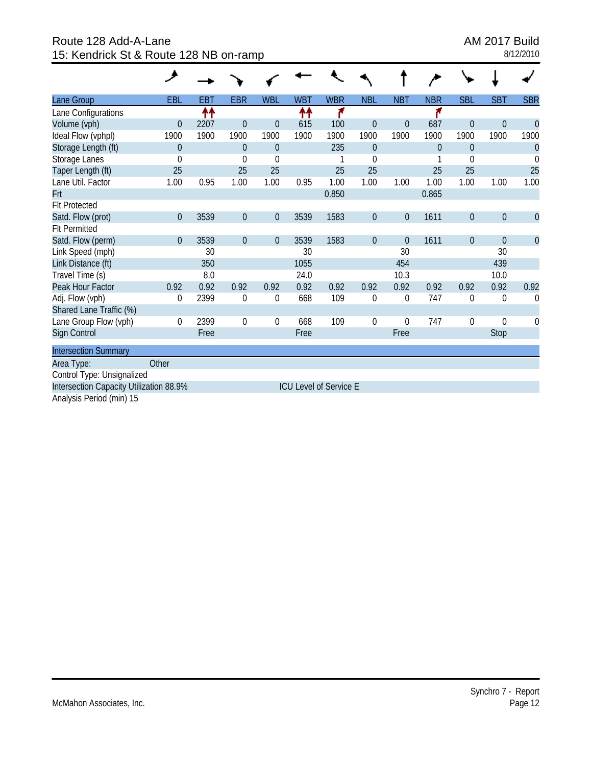Route 128 Add-A-Lane
15: Kendrick St & Route 128 NB on-ramp

AM 2017 Build
8/12/2010

| Lane Group | EBL | EBT | EBR | WBL | WBT | WBR | NBL | NBT | NBR | SBL | SBT | SBR |
|---|---|---|---|---|---|---|---|---|---|---|---|---|
| Lane Configurations | | ↑↑ | | | ↑↑ | ↱ | | | ↱ | | | |
| Volume (vph) | 0 | 2207 | 0 | 0 | 615 | 100 | 0 | 0 | 687 | 0 | 0 | 0 |
| Ideal Flow (vphpl) | 1900 | 1900 | 1900 | 1900 | 1900 | 1900 | 1900 | 1900 | 1900 | 1900 | 1900 | 1900 |
| Storage Length (ft) | 0 | | 0 | 0 | | 235 | 0 | | 0 | 0 | | 0 |
| Storage Lanes | 0 | | 0 | 0 | | 1 | 0 | | 1 | 0 | | 0 |
| Taper Length (ft) | 25 | | 25 | 25 | | 25 | 25 | | 25 | 25 | | 25 |
| Lane Util. Factor | 1.00 | 0.95 | 1.00 | 1.00 | 0.95 | 1.00 | 1.00 | 1.00 | 1.00 | 1.00 | 1.00 | 1.00 |
| Frt | | | | | | 0.850 | | | 0.865 | | | |
| Flt Protected | | | | | | | | | | | | |
| Satd. Flow (prot) | 0 | 3539 | 0 | 0 | 3539 | 1583 | 0 | 0 | 1611 | 0 | 0 | 0 |
| Flt Permitted | | | | | | | | | | | | |
| Satd. Flow (perm) | 0 | 3539 | 0 | 0 | 3539 | 1583 | 0 | 0 | 1611 | 0 | 0 | 0 |
| Link Speed (mph) | | 30 | | | 30 | | | 30 | | | 30 | |
| Link Distance (ft) | | 350 | | | 1055 | | | 454 | | | 439 | |
| Travel Time (s) | | 8.0 | | | 24.0 | | | 10.3 | | | 10.0 | |
| Peak Hour Factor | 0.92 | 0.92 | 0.92 | 0.92 | 0.92 | 0.92 | 0.92 | 0.92 | 0.92 | 0.92 | 0.92 | 0.92 |
| Adj. Flow (vph) | 0 | 2399 | 0 | 0 | 668 | 109 | 0 | 0 | 747 | 0 | 0 | 0 |
| Shared Lane Traffic (%) | | | | | | | | | | | | |
| Lane Group Flow (vph) | 0 | 2399 | 0 | 0 | 668 | 109 | 0 | 0 | 747 | 0 | 0 | 0 |
| Sign Control | | Free | | | Free | | | Free | | | Stop | |

**Intersection Summary**

Area Type: Other

Control Type: Unsignalized

Intersection Capacity Utilization 88.9% ICU Level of Service E

Analysis Period (min) 15

McMahon Associates, Inc.

Synchro 7 - Report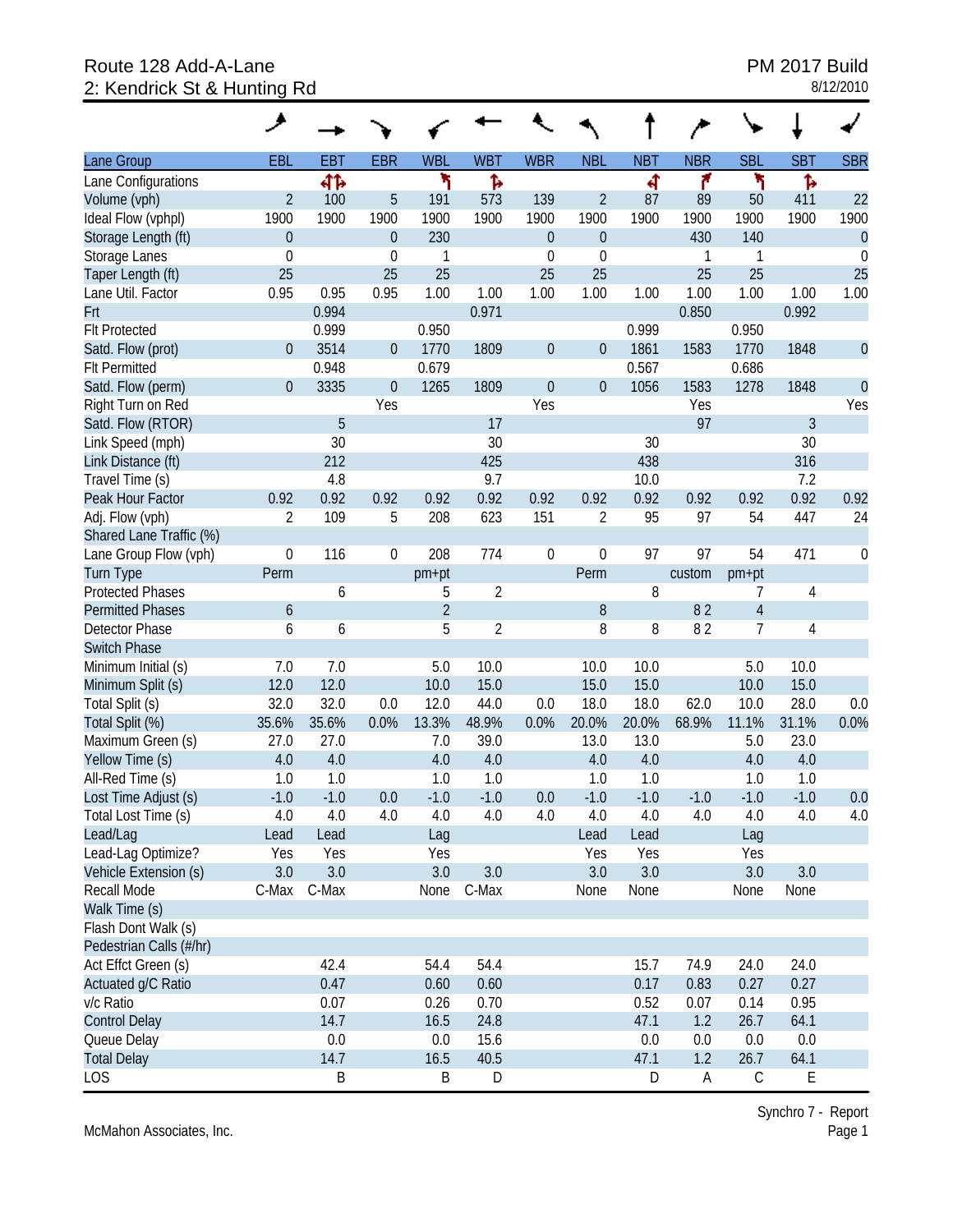Route 128 Add-A-Lane
2: Kendrick St & Hunting Rd

PM 2017 Build
8/12/2010

| Lane Group | EBL | EBT | EBR | WBL | WBT | WBR | NBL | NBT | NBR | SBL | SBT | SBR |
|---|---|---|---|---|---|---|---|---|---|---|---|---|
| Lane Configurations | | ⮄⮅ | | ↰ | ↱ | | | ↰ | ↱ | ↰ | ↱ | |
| Volume (vph) | 2 | 100 | 5 | 191 | 573 | 139 | 2 | 87 | 89 | 50 | 411 | 22 |
| Ideal Flow (vphpl) | 1900 | 1900 | 1900 | 1900 | 1900 | 1900 | 1900 | 1900 | 1900 | 1900 | 1900 | 1900 |
| Storage Length (ft) | 0 | | 0 | 230 | | 0 | 0 | | 430 | 140 | | 0 |
| Storage Lanes | 0 | | 0 | 1 | | 0 | 0 | | 1 | 1 | | 0 |
| Taper Length (ft) | 25 | | 25 | 25 | | 25 | 25 | | 25 | 25 | | 25 |
| Lane Util. Factor | 0.95 | 0.95 | 0.95 | 1.00 | 1.00 | 1.00 | 1.00 | 1.00 | 1.00 | 1.00 | 1.00 | 1.00 |
| Frt | | 0.994 | | | 0.971 | | | | 0.850 | | 0.992 | |
| Flt Protected | | 0.999 | | 0.950 | | | | 0.999 | | 0.950 | | |
| Satd. Flow (prot) | 0 | 3514 | 0 | 1770 | 1809 | 0 | 0 | 1861 | 1583 | 1770 | 1848 | 0 |
| Flt Permitted | | 0.948 | | 0.679 | | | | 0.567 | | 0.686 | | |
| Satd. Flow (perm) | 0 | 3335 | 0 | 1265 | 1809 | 0 | 0 | 1056 | 1583 | 1278 | 1848 | 0 |
| Right Turn on Red | | | Yes | | | Yes | | | Yes | | | Yes |
| Satd. Flow (RTOR) | | 5 | | | 17 | | | | 97 | | 3 | |
| Link Speed (mph) | | 30 | | | 30 | | | 30 | | | 30 | |
| Link Distance (ft) | | 212 | | | 425 | | | 438 | | | 316 | |
| Travel Time (s) | | 4.8 | | | 9.7 | | | 10.0 | | | 7.2 | |
| Peak Hour Factor | 0.92 | 0.92 | 0.92 | 0.92 | 0.92 | 0.92 | 0.92 | 0.92 | 0.92 | 0.92 | 0.92 | 0.92 |
| Adj. Flow (vph) | 2 | 109 | 5 | 208 | 623 | 151 | 2 | 95 | 97 | 54 | 447 | 24 |
| Shared Lane Traffic (%) | | | | | | | | | | | | |
| Lane Group Flow (vph) | 0 | 116 | 0 | 208 | 774 | 0 | 0 | 97 | 97 | 54 | 471 | 0 |
| Turn Type | Perm | | | pm+pt | | | Perm | | custom | pm+pt | | |
| Protected Phases | | 6 | | 5 | 2 | | | 8 | | 7 | 4 | |
| Permitted Phases | 6 | | | 2 | | | 8 | | 8 2 | 4 | | |
| Detector Phase | 6 | 6 | | 5 | 2 | | 8 | 8 | 8 2 | 7 | 4 | |
| Switch Phase | | | | | | | | | | | | |
| Minimum Initial (s) | 7.0 | 7.0 | | 5.0 | 10.0 | | 10.0 | 10.0 | | 5.0 | 10.0 | |
| Minimum Split (s) | 12.0 | 12.0 | | 10.0 | 15.0 | | 15.0 | 15.0 | | 10.0 | 15.0 | |
| Total Split (s) | 32.0 | 32.0 | 0.0 | 12.0 | 44.0 | 0.0 | 18.0 | 18.0 | 62.0 | 10.0 | 28.0 | 0.0 |
| Total Split (%) | 35.6% | 35.6% | 0.0% | 13.3% | 48.9% | 0.0% | 20.0% | 20.0% | 68.9% | 11.1% | 31.1% | 0.0% |
| Maximum Green (s) | 27.0 | 27.0 | | 7.0 | 39.0 | | 13.0 | 13.0 | | 5.0 | 23.0 | |
| Yellow Time (s) | 4.0 | 4.0 | | 4.0 | 4.0 | | 4.0 | 4.0 | | 4.0 | 4.0 | |
| All-Red Time (s) | 1.0 | 1.0 | | 1.0 | 1.0 | | 1.0 | 1.0 | | 1.0 | 1.0 | |
| Lost Time Adjust (s) | -1.0 | -1.0 | 0.0 | -1.0 | -1.0 | 0.0 | -1.0 | -1.0 | -1.0 | -1.0 | -1.0 | 0.0 |
| Total Lost Time (s) | 4.0 | 4.0 | 4.0 | 4.0 | 4.0 | 4.0 | 4.0 | 4.0 | 4.0 | 4.0 | 4.0 | 4.0 |
| Lead/Lag | Lead | Lead | | Lag | | | Lead | Lead | | Lag | | |
| Lead-Lag Optimize? | Yes | Yes | | Yes | | | Yes | Yes | | Yes | | |
| Vehicle Extension (s) | 3.0 | 3.0 | | 3.0 | 3.0 | | 3.0 | 3.0 | | 3.0 | 3.0 | |
| Recall Mode | C-Max | C-Max | | None | C-Max | | None | None | | None | None | |
| Walk Time (s) | | | | | | | | | | | | |
| Flash Dont Walk (s) | | | | | | | | | | | | |
| Pedestrian Calls (#/hr) | | | | | | | | | | | | |
| Act Effct Green (s) | | 42.4 | | 54.4 | 54.4 | | | 15.7 | 74.9 | 24.0 | 24.0 | |
| Actuated g/C Ratio | | 0.47 | | 0.60 | 0.60 | | | 0.17 | 0.83 | 0.27 | 0.27 | |
| v/c Ratio | | 0.07 | | 0.26 | 0.70 | | | 0.52 | 0.07 | 0.14 | 0.95 | |
| Control Delay | | 14.7 | | 16.5 | 24.8 | | | 47.1 | 1.2 | 26.7 | 64.1 | |
| Queue Delay | | 0.0 | | 0.0 | 15.6 | | | 0.0 | 0.0 | 0.0 | 0.0 | |
| Total Delay | | 14.7 | | 16.5 | 40.5 | | | 47.1 | 1.2 | 26.7 | 64.1 | |
| LOS | | B | | B | D | | | D | A | C | E | |

McMahon Associates, Inc.

Synchro 7 - Report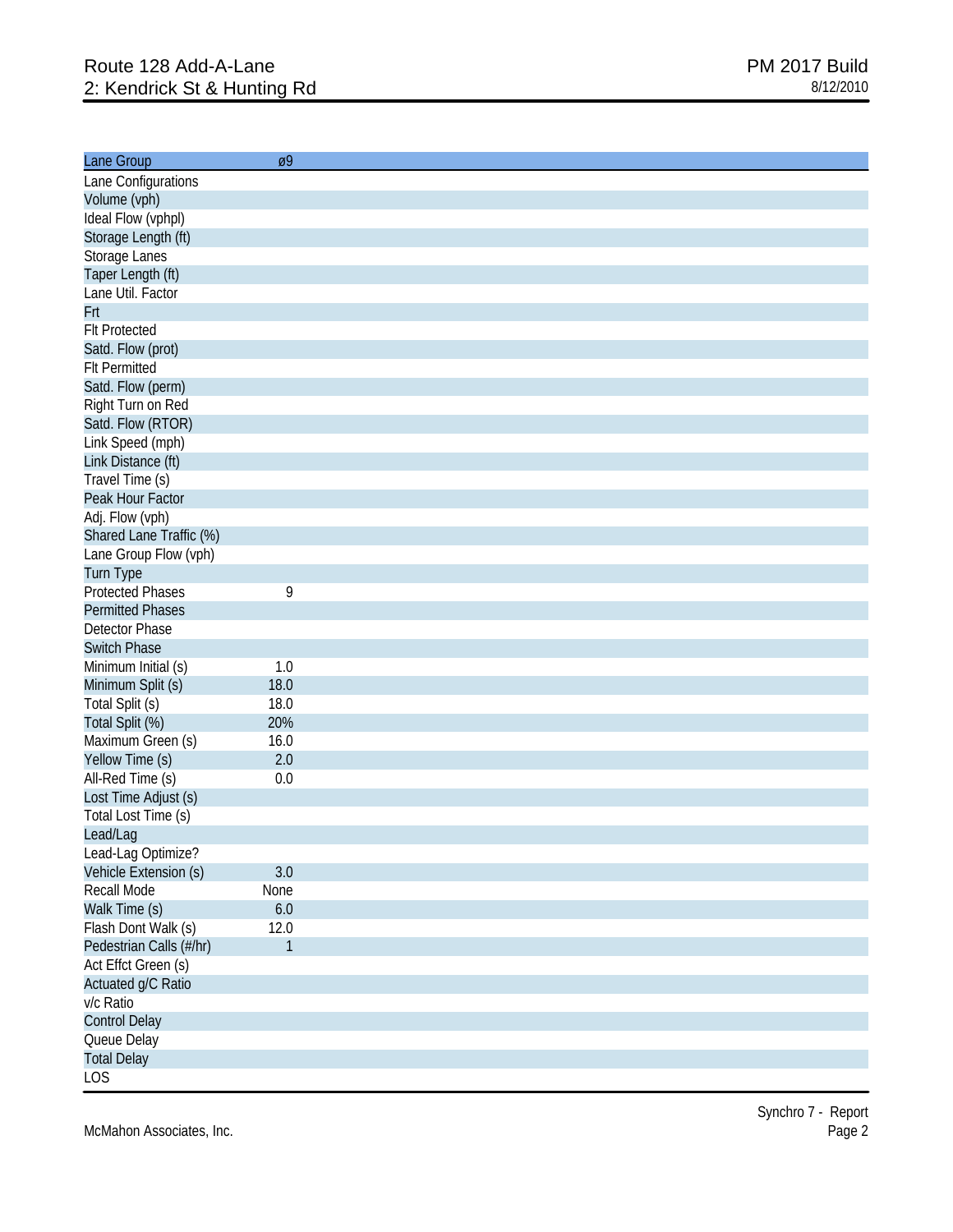Route 128 Add-A-Lane
2: Kendrick St & Hunting Rd

PM 2017 Build
8/12/2010

| Lane Group | ø9 |
| --- | --- |
| Lane Configurations | |
| Volume (vph) | |
| Ideal Flow (vphpl) | |
| Storage Length (ft) | |
| Storage Lanes | |
| Taper Length (ft) | |
| Lane Util. Factor | |
| Frt | |
| Flt Protected | |
| Satd. Flow (prot) | |
| Flt Permitted | |
| Satd. Flow (perm) | |
| Right Turn on Red | |
| Satd. Flow (RTOR) | |
| Link Speed (mph) | |
| Link Distance (ft) | |
| Travel Time (s) | |
| Peak Hour Factor | |
| Adj. Flow (vph) | |
| Shared Lane Traffic (%) | |
| Lane Group Flow (vph) | |
| Turn Type | |
| Protected Phases | 9 |
| Permitted Phases | |
| Detector Phase | |
| Switch Phase | |
| Minimum Initial (s) | 1.0 |
| Minimum Split (s) | 18.0 |
| Total Split (s) | 18.0 |
| Total Split (%) | 20% |
| Maximum Green (s) | 16.0 |
| Yellow Time (s) | 2.0 |
| All-Red Time (s) | 0.0 |
| Lost Time Adjust (s) | |
| Total Lost Time (s) | |
| Lead/Lag | |
| Lead-Lag Optimize? | |
| Vehicle Extension (s) | 3.0 |
| Recall Mode | None |
| Walk Time (s) | 6.0 |
| Flash Dont Walk (s) | 12.0 |
| Pedestrian Calls (#/hr) | 1 |
| Act Effct Green (s) | |
| Actuated g/C Ratio | |
| v/c Ratio | |
| Control Delay | |
| Queue Delay | |
| Total Delay | |
| LOS | |

McMahon Associates, Inc.

Synchro 7 - Report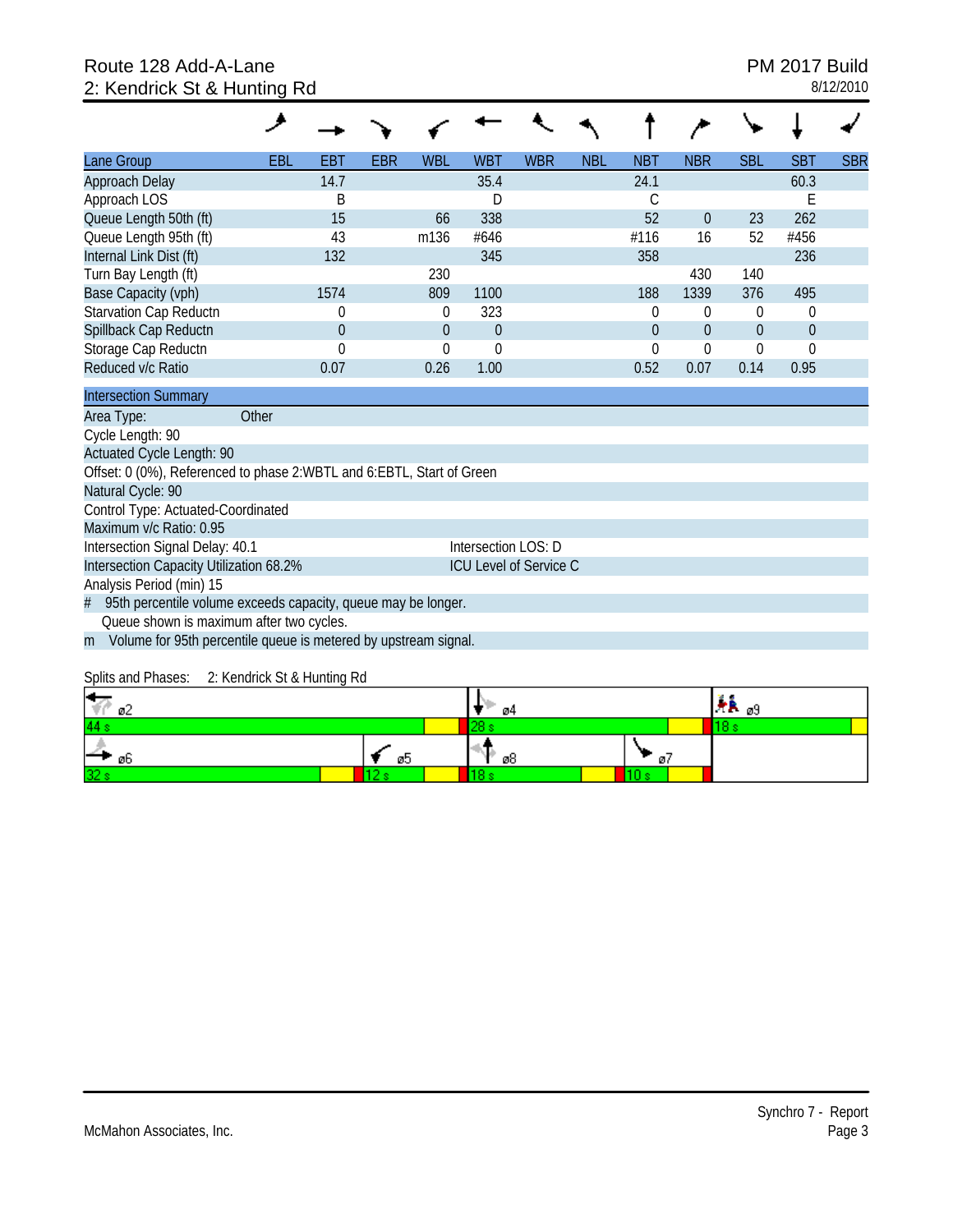Route 128 Add-A-Lane
2: Kendrick St & Hunting Rd

PM 2017 Build
8/12/2010

| Lane Group | EBL | EBT | EBR | WBL | WBT | WBR | NBL | NBT | NBR | SBL | SBT | SBR |
|---|---|---|---|---|---|---|---|---|---|---|---|---|
| Approach Delay | | 14.7 | | | 35.4 | | | 24.1 | | | 60.3 | |
| Approach LOS | | B | | | D | | | C | | | E | |
| Queue Length 50th (ft) | | 15 | | 66 | 338 | | | 52 | 0 | 23 | 262 | |
| Queue Length 95th (ft) | | 43 | | m136 | #646 | | | #116 | 16 | 52 | #456 | |
| Internal Link Dist (ft) | | 132 | | | 345 | | | 358 | | | 236 | |
| Turn Bay Length (ft) | | | | 230 | | | | | 430 | 140 | | |
| Base Capacity (vph) | | 1574 | | 809 | 1100 | | | 188 | 1339 | 376 | 495 | |
| Starvation Cap Reductn | | 0 | | 0 | 323 | | | 0 | 0 | 0 | 0 | |
| Spillback Cap Reductn | | 0 | | 0 | 0 | | | 0 | 0 | 0 | 0 | |
| Storage Cap Reductn | | 0 | | 0 | 0 | | | 0 | 0 | 0 | 0 | |
| Reduced v/c Ratio | | 0.07 | | 0.26 | 1.00 | | | 0.52 | 0.07 | 0.14 | 0.95 | |

**Intersection Summary**

Area Type: Other
Cycle Length: 90
Actuated Cycle Length: 90
Offset: 0 (0%), Referenced to phase 2:WBTL and 6:EBTL, Start of Green
Natural Cycle: 90
Control Type: Actuated-Coordinated
Maximum v/c Ratio: 0.95
Intersection Signal Delay: 40.1 — Intersection LOS: D
Intersection Capacity Utilization 68.2% — ICU Level of Service C
Analysis Period (min) 15
# 95th percentile volume exceeds capacity, queue may be longer.
Queue shown is maximum after two cycles.
m Volume for 95th percentile queue is metered by upstream signal.

Splits and Phases: 2: Kendrick St & Hunting Rd

| ø2 44 s | ø4 28 s | ø9 18 s |
|---|---|---|
| ø6 32 s / ø5 12 s | ø8 18 s / ø7 10 s | |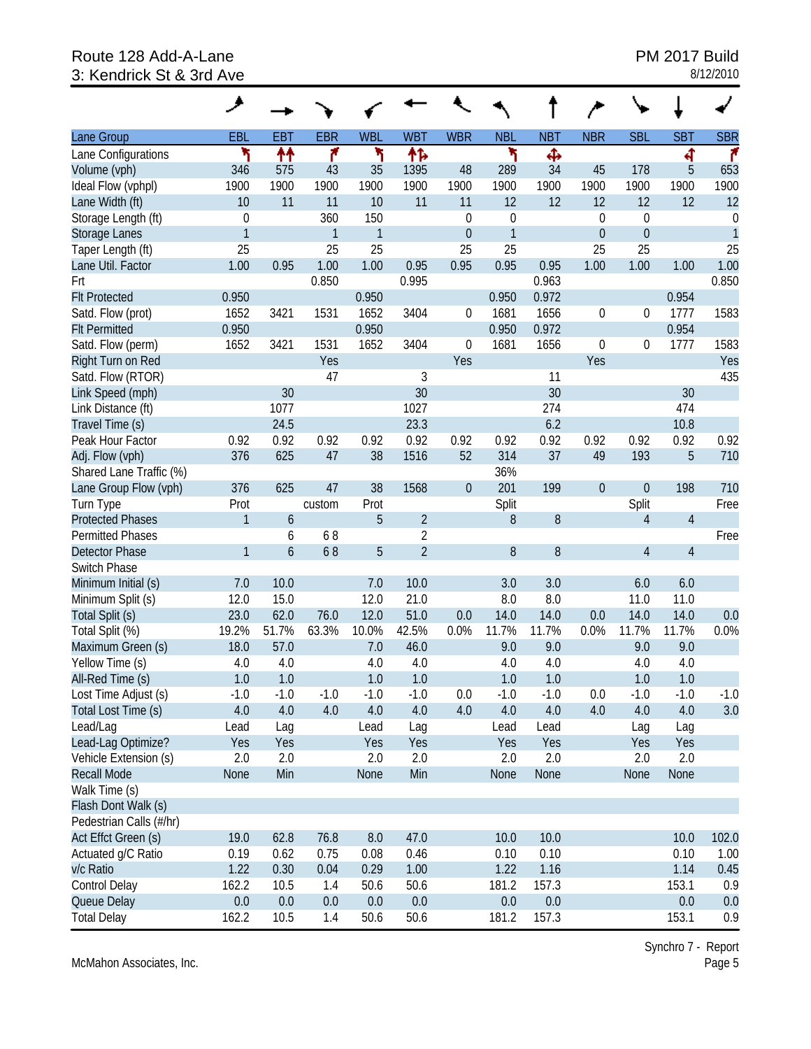Route 128 Add-A-Lane
3: Kendrick St & 3rd Ave

PM 2017 Build
8/12/2010

| Lane Group | EBL | EBT | EBR | WBL | WBT | WBR | NBL | NBT | NBR | SBL | SBT | SBR |
|---|---|---|---|---|---|---|---|---|---|---|---|---|
| Lane Configurations | | | | | | | | | | | | |
| Volume (vph) | 346 | 575 | 43 | 35 | 1395 | 48 | 289 | 34 | 45 | 178 | 5 | 653 |
| Ideal Flow (vphpl) | 1900 | 1900 | 1900 | 1900 | 1900 | 1900 | 1900 | 1900 | 1900 | 1900 | 1900 | 1900 |
| Lane Width (ft) | 10 | 11 | 11 | 10 | 11 | 11 | 12 | 12 | 12 | 12 | 12 | 12 |
| Storage Length (ft) | 0 | | 360 | 150 | | 0 | 0 | | 0 | 0 | | 0 |
| Storage Lanes | 1 | | 1 | 1 | | 0 | 1 | | 0 | 0 | | 1 |
| Taper Length (ft) | 25 | | 25 | 25 | | 25 | 25 | | 25 | 25 | | 25 |
| Lane Util. Factor | 1.00 | 0.95 | 1.00 | 1.00 | 0.95 | 0.95 | 0.95 | 0.95 | 1.00 | 1.00 | 1.00 | 1.00 |
| Frt | | | 0.850 | | 0.995 | | | 0.963 | | | | 0.850 |
| Flt Protected | 0.950 | | | 0.950 | | | 0.950 | 0.972 | | | 0.954 | |
| Satd. Flow (prot) | 1652 | 3421 | 1531 | 1652 | 3404 | 0 | 1681 | 1656 | 0 | 0 | 1777 | 1583 |
| Flt Permitted | 0.950 | | | 0.950 | | | 0.950 | 0.972 | | | 0.954 | |
| Satd. Flow (perm) | 1652 | 3421 | 1531 | 1652 | 3404 | 0 | 1681 | 1656 | 0 | 0 | 1777 | 1583 |
| Right Turn on Red | | | Yes | | | Yes | | | Yes | | | Yes |
| Satd. Flow (RTOR) | | | 47 | | 3 | | | 11 | | | | 435 |
| Link Speed (mph) | | 30 | | | 30 | | | 30 | | | 30 | |
| Link Distance (ft) | | 1077 | | | 1027 | | | 274 | | | 474 | |
| Travel Time (s) | | 24.5 | | | 23.3 | | | 6.2 | | | 10.8 | |
| Peak Hour Factor | 0.92 | 0.92 | 0.92 | 0.92 | 0.92 | 0.92 | 0.92 | 0.92 | 0.92 | 0.92 | 0.92 | 0.92 |
| Adj. Flow (vph) | 376 | 625 | 47 | 38 | 1516 | 52 | 314 | 37 | 49 | 193 | 5 | 710 |
| Shared Lane Traffic (%) | | | | | | | 36% | | | | | |
| Lane Group Flow (vph) | 376 | 625 | 47 | 38 | 1568 | 0 | 201 | 199 | 0 | 0 | 198 | 710 |
| Turn Type | Prot | | custom | Prot | | | Split | | | Split | | Free |
| Protected Phases | 1 | 6 | | 5 | 2 | | 8 | 8 | | 4 | 4 | |
| Permitted Phases | | 6 | 6 8 | | 2 | | | | | | | Free |
| Detector Phase | 1 | 6 | 6 8 | 5 | 2 | | 8 | 8 | | 4 | 4 | |
| Switch Phase | | | | | | | | | | | | |
| Minimum Initial (s) | 7.0 | 10.0 | | 7.0 | 10.0 | | 3.0 | 3.0 | | 6.0 | 6.0 | |
| Minimum Split (s) | 12.0 | 15.0 | | 12.0 | 21.0 | | 8.0 | 8.0 | | 11.0 | 11.0 | |
| Total Split (s) | 23.0 | 62.0 | 76.0 | 12.0 | 51.0 | 0.0 | 14.0 | 14.0 | 0.0 | 14.0 | 14.0 | 0.0 |
| Total Split (%) | 19.2% | 51.7% | 63.3% | 10.0% | 42.5% | 0.0% | 11.7% | 11.7% | 0.0% | 11.7% | 11.7% | 0.0% |
| Maximum Green (s) | 18.0 | 57.0 | | 7.0 | 46.0 | | 9.0 | 9.0 | | 9.0 | 9.0 | |
| Yellow Time (s) | 4.0 | 4.0 | | 4.0 | 4.0 | | 4.0 | 4.0 | | 4.0 | 4.0 | |
| All-Red Time (s) | 1.0 | 1.0 | | 1.0 | 1.0 | | 1.0 | 1.0 | | 1.0 | 1.0 | |
| Lost Time Adjust (s) | -1.0 | -1.0 | -1.0 | -1.0 | -1.0 | 0.0 | -1.0 | -1.0 | 0.0 | -1.0 | -1.0 | -1.0 |
| Total Lost Time (s) | 4.0 | 4.0 | 4.0 | 4.0 | 4.0 | 4.0 | 4.0 | 4.0 | 4.0 | 4.0 | 4.0 | 3.0 |
| Lead/Lag | Lead | Lag | | Lead | Lag | | Lead | Lead | | Lag | Lag | |
| Lead-Lag Optimize? | Yes | Yes | | Yes | Yes | | Yes | Yes | | Yes | Yes | |
| Vehicle Extension (s) | 2.0 | 2.0 | | 2.0 | 2.0 | | 2.0 | 2.0 | | 2.0 | 2.0 | |
| Recall Mode | None | Min | | None | Min | | None | None | | None | None | |
| Walk Time (s) | | | | | | | | | | | | |
| Flash Dont Walk (s) | | | | | | | | | | | | |
| Pedestrian Calls (#/hr) | | | | | | | | | | | | |
| Act Effct Green (s) | 19.0 | 62.8 | 76.8 | 8.0 | 47.0 | | 10.0 | 10.0 | | | 10.0 | 102.0 |
| Actuated g/C Ratio | 0.19 | 0.62 | 0.75 | 0.08 | 0.46 | | 0.10 | 0.10 | | | 0.10 | 1.00 |
| v/c Ratio | 1.22 | 0.30 | 0.04 | 0.29 | 1.00 | | 1.22 | 1.16 | | | 1.14 | 0.45 |
| Control Delay | 162.2 | 10.5 | 1.4 | 50.6 | 50.6 | | 181.2 | 157.3 | | | 153.1 | 0.9 |
| Queue Delay | 0.0 | 0.0 | 0.0 | 0.0 | 0.0 | | 0.0 | 0.0 | | | 0.0 | 0.0 |
| Total Delay | 162.2 | 10.5 | 1.4 | 50.6 | 50.6 | | 181.2 | 157.3 | | | 153.1 | 0.9 |

McMahon Associates, Inc.

Synchro 7 - Report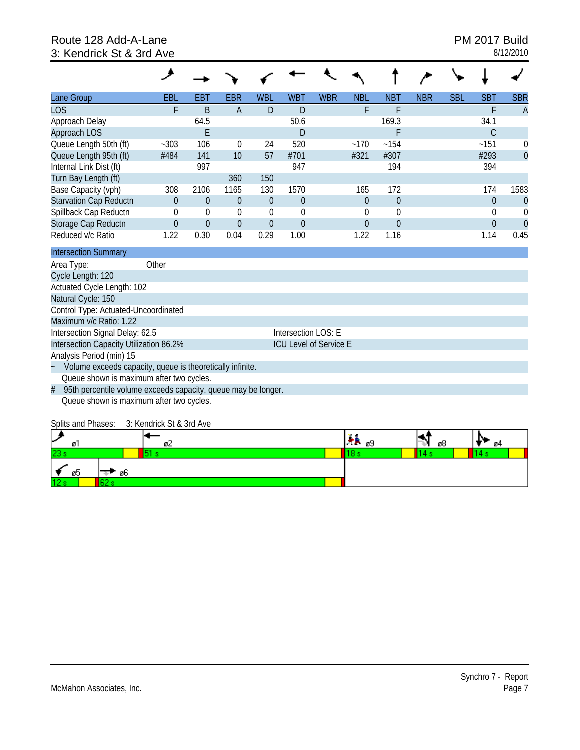Route 128 Add-A-Lane
3: Kendrick St & 3rd Ave

PM 2017 Build
8/12/2010

| Lane Group | EBL | EBT | EBR | WBL | WBT | WBR | NBL | NBT | NBR | SBL | SBT | SBR |
|---|---|---|---|---|---|---|---|---|---|---|---|---|
| LOS | F | B | A | D | D | | F | F | | | F | A |
| Approach Delay | | 64.5 | | | 50.6 | | | 169.3 | | | 34.1 | |
| Approach LOS | | E | | | D | | | F | | | C | |
| Queue Length 50th (ft) | ~303 | 106 | 0 | 24 | 520 | | ~170 | ~154 | | | ~151 | 0 |
| Queue Length 95th (ft) | #484 | 141 | 10 | 57 | #701 | | #321 | #307 | | | #293 | 0 |
| Internal Link Dist (ft) | | 997 | | | 947 | | | 194 | | | 394 | |
| Turn Bay Length (ft) | | | 360 | 150 | | | | | | | | |
| Base Capacity (vph) | 308 | 2106 | 1165 | 130 | 1570 | | 165 | 172 | | | 174 | 1583 |
| Starvation Cap Reductn | 0 | 0 | 0 | 0 | 0 | | 0 | 0 | | | 0 | 0 |
| Spillback Cap Reductn | 0 | 0 | 0 | 0 | 0 | | 0 | 0 | | | 0 | 0 |
| Storage Cap Reductn | 0 | 0 | 0 | 0 | 0 | | 0 | 0 | | | 0 | 0 |
| Reduced v/c Ratio | 1.22 | 0.30 | 0.04 | 0.29 | 1.00 | | 1.22 | 1.16 | | | 1.14 | 0.45 |

**Intersection Summary**

Area Type: Other
Cycle Length: 120
Actuated Cycle Length: 102
Natural Cycle: 150
Control Type: Actuated-Uncoordinated
Maximum v/c Ratio: 1.22
Intersection Signal Delay: 62.5 — Intersection LOS: E
Intersection Capacity Utilization 86.2% — ICU Level of Service E
Analysis Period (min) 15
~ Volume exceeds capacity, queue is theoretically infinite.
Queue shown is maximum after two cycles.
# 95th percentile volume exceeds capacity, queue may be longer.
Queue shown is maximum after two cycles.

Splits and Phases: 3: Kendrick St & 3rd Ave

| ø1 | ø2 | ø9 | ø8 | ø4 |
|---|---|---|---|---|
| 23 s | 51 s | 18 s | 14 s | 14 s |

| ø5 | ø6 |
|---|---|
| 12 s | 62 s |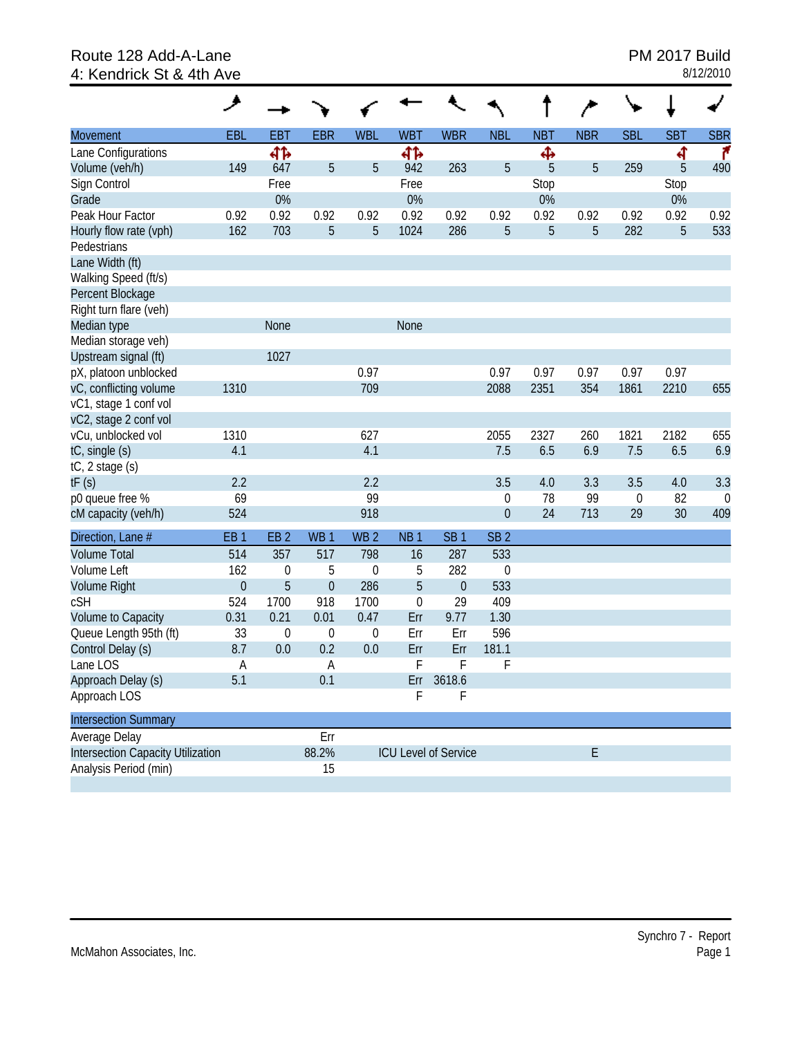Route 128 Add-A-Lane
4: Kendrick St & 4th Ave

PM 2017 Build
8/12/2010

| Movement | EBL | EBT | EBR | WBL | WBT | WBR | NBL | NBT | NBR | SBL | SBT | SBR |
|---|---|---|---|---|---|---|---|---|---|---|---|---|
| Lane Configurations | | | | | | | | | | | | |
| Volume (veh/h) | 149 | 647 | 5 | 5 | 942 | 263 | 5 | 5 | 5 | 259 | 5 | 490 |
| Sign Control | | Free | | | Free | | | Stop | | | Stop | |
| Grade | | 0% | | | 0% | | | 0% | | | 0% | |
| Peak Hour Factor | 0.92 | 0.92 | 0.92 | 0.92 | 0.92 | 0.92 | 0.92 | 0.92 | 0.92 | 0.92 | 0.92 | 0.92 |
| Hourly flow rate (vph) | 162 | 703 | 5 | 5 | 1024 | 286 | 5 | 5 | 5 | 282 | 5 | 533 |
| Pedestrians | | | | | | | | | | | | |
| Lane Width (ft) | | | | | | | | | | | | |
| Walking Speed (ft/s) | | | | | | | | | | | | |
| Percent Blockage | | | | | | | | | | | | |
| Right turn flare (veh) | | | | | | | | | | | | |
| Median type | | None | | | None | | | | | | | |
| Median storage veh) | | | | | | | | | | | | |
| Upstream signal (ft) | | 1027 | | | | | | | | | | |
| pX, platoon unblocked | | | | 0.97 | | | 0.97 | 0.97 | 0.97 | 0.97 | 0.97 | |
| vC, conflicting volume | 1310 | | | 709 | | | 2088 | 2351 | 354 | 1861 | 2210 | 655 |
| vC1, stage 1 conf vol | | | | | | | | | | | | |
| vC2, stage 2 conf vol | | | | | | | | | | | | |
| vCu, unblocked vol | 1310 | | | 627 | | | 2055 | 2327 | 260 | 1821 | 2182 | 655 |
| tC, single (s) | 4.1 | | | 4.1 | | | 7.5 | 6.5 | 6.9 | 7.5 | 6.5 | 6.9 |
| tC, 2 stage (s) | | | | | | | | | | | | |
| tF (s) | 2.2 | | | 2.2 | | | 3.5 | 4.0 | 3.3 | 3.5 | 4.0 | 3.3 |
| p0 queue free % | 69 | | | 99 | | | 0 | 78 | 99 | 0 | 82 | 0 |
| cM capacity (veh/h) | 524 | | | 918 | | | 0 | 24 | 713 | 29 | 30 | 409 |

| Direction, Lane # | EB 1 | EB 2 | WB 1 | WB 2 | NB 1 | SB 1 | SB 2 |
|---|---|---|---|---|---|---|---|
| Volume Total | 514 | 357 | 517 | 798 | 16 | 287 | 533 |
| Volume Left | 162 | 0 | 5 | 0 | 5 | 282 | 0 |
| Volume Right | 0 | 5 | 0 | 286 | 5 | 0 | 533 |
| cSH | 524 | 1700 | 918 | 1700 | 0 | 29 | 409 |
| Volume to Capacity | 0.31 | 0.21 | 0.01 | 0.47 | Err | 9.77 | 1.30 |
| Queue Length 95th (ft) | 33 | 0 | 0 | 0 | Err | Err | 596 |
| Control Delay (s) | 8.7 | 0.0 | 0.2 | 0.0 | Err | Err | 181.1 |
| Lane LOS | A | | A | | F | F | F |
| Approach Delay (s) | 5.1 | | 0.1 | | Err | 3618.6 | |
| Approach LOS | | | | | F | F | |

| Intersection Summary | | | |
|---|---|---|---|
| Average Delay | Err | | |
| Intersection Capacity Utilization | 88.2% | ICU Level of Service | E |
| Analysis Period (min) | 15 | | |

McMahon Associates, Inc.

Synchro 7 - Report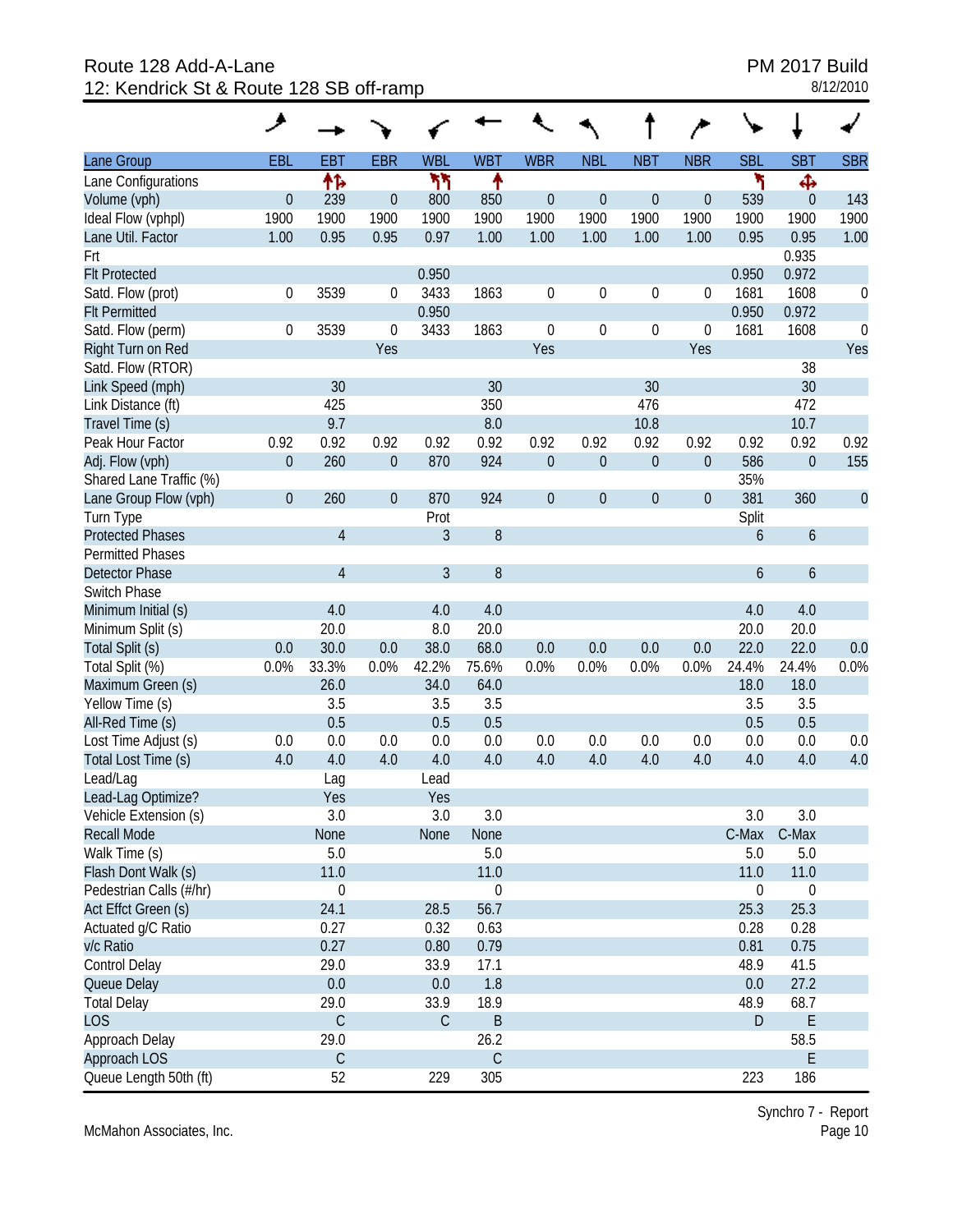# Route 128 Add-A-Lane
## 12: Kendrick St & Route 128 SB off-ramp

PM 2017 Build
8/12/2010

| Lane Group | EBL | EBT | EBR | WBL | WBT | WBR | NBL | NBT | NBR | SBL | SBT | SBR |
|---|---|---|---|---|---|---|---|---|---|---|---|---|
| Lane Configurations | | ↑↱ | | ↰↰ | ↑ | | | | | ↰ | ✣ | |
| Volume (vph) | 0 | 239 | 0 | 800 | 850 | 0 | 0 | 0 | 0 | 539 | 0 | 143 |
| Ideal Flow (vphpl) | 1900 | 1900 | 1900 | 1900 | 1900 | 1900 | 1900 | 1900 | 1900 | 1900 | 1900 | 1900 |
| Lane Util. Factor | 1.00 | 0.95 | 0.95 | 0.97 | 1.00 | 1.00 | 1.00 | 1.00 | 1.00 | 0.95 | 0.95 | 1.00 |
| Frt | | | | | | | | | | | 0.935 | |
| Flt Protected | | | | 0.950 | | | | | | 0.950 | 0.972 | |
| Satd. Flow (prot) | 0 | 3539 | 0 | 3433 | 1863 | 0 | 0 | 0 | 0 | 1681 | 1608 | 0 |
| Flt Permitted | | | | 0.950 | | | | | | 0.950 | 0.972 | |
| Satd. Flow (perm) | 0 | 3539 | 0 | 3433 | 1863 | 0 | 0 | 0 | 0 | 1681 | 1608 | 0 |
| Right Turn on Red | | | Yes | | | Yes | | | Yes | | | Yes |
| Satd. Flow (RTOR) | | | | | | | | | | | 38 | |
| Link Speed (mph) | | 30 | | | 30 | | | 30 | | | 30 | |
| Link Distance (ft) | | 425 | | | 350 | | | 476 | | | 472 | |
| Travel Time (s) | | 9.7 | | | 8.0 | | | 10.8 | | | 10.7 | |
| Peak Hour Factor | 0.92 | 0.92 | 0.92 | 0.92 | 0.92 | 0.92 | 0.92 | 0.92 | 0.92 | 0.92 | 0.92 | 0.92 |
| Adj. Flow (vph) | 0 | 260 | 0 | 870 | 924 | 0 | 0 | 0 | 0 | 586 | 0 | 155 |
| Shared Lane Traffic (%) | | | | | | | | | | 35% | | |
| Lane Group Flow (vph) | 0 | 260 | 0 | 870 | 924 | 0 | 0 | 0 | 0 | 381 | 360 | 0 |
| Turn Type | | | | Prot | | | | | | Split | | |
| Protected Phases | | 4 | | 3 | 8 | | | | | 6 | 6 | |
| Permitted Phases | | | | | | | | | | | | |
| Detector Phase | | 4 | | 3 | 8 | | | | | 6 | 6 | |
| Switch Phase | | | | | | | | | | | | |
| Minimum Initial (s) | | 4.0 | | 4.0 | 4.0 | | | | | 4.0 | 4.0 | |
| Minimum Split (s) | | 20.0 | | 8.0 | 20.0 | | | | | 20.0 | 20.0 | |
| Total Split (s) | 0.0 | 30.0 | 0.0 | 38.0 | 68.0 | 0.0 | 0.0 | 0.0 | 0.0 | 22.0 | 22.0 | 0.0 |
| Total Split (%) | 0.0% | 33.3% | 0.0% | 42.2% | 75.6% | 0.0% | 0.0% | 0.0% | 0.0% | 24.4% | 24.4% | 0.0% |
| Maximum Green (s) | | 26.0 | | 34.0 | 64.0 | | | | | 18.0 | 18.0 | |
| Yellow Time (s) | | 3.5 | | 3.5 | 3.5 | | | | | 3.5 | 3.5 | |
| All-Red Time (s) | | 0.5 | | 0.5 | 0.5 | | | | | 0.5 | 0.5 | |
| Lost Time Adjust (s) | 0.0 | 0.0 | 0.0 | 0.0 | 0.0 | 0.0 | 0.0 | 0.0 | 0.0 | 0.0 | 0.0 | 0.0 |
| Total Lost Time (s) | 4.0 | 4.0 | 4.0 | 4.0 | 4.0 | 4.0 | 4.0 | 4.0 | 4.0 | 4.0 | 4.0 | 4.0 |
| Lead/Lag | | Lag | | Lead | | | | | | | | |
| Lead-Lag Optimize? | | Yes | | Yes | | | | | | | | |
| Vehicle Extension (s) | | 3.0 | | 3.0 | 3.0 | | | | | 3.0 | 3.0 | |
| Recall Mode | | None | | None | None | | | | | C-Max | C-Max | |
| Walk Time (s) | | 5.0 | | | 5.0 | | | | | 5.0 | 5.0 | |
| Flash Dont Walk (s) | | 11.0 | | | 11.0 | | | | | 11.0 | 11.0 | |
| Pedestrian Calls (#/hr) | | 0 | | | 0 | | | | | 0 | 0 | |
| Act Effct Green (s) | | 24.1 | | 28.5 | 56.7 | | | | | 25.3 | 25.3 | |
| Actuated g/C Ratio | | 0.27 | | 0.32 | 0.63 | | | | | 0.28 | 0.28 | |
| v/c Ratio | | 0.27 | | 0.80 | 0.79 | | | | | 0.81 | 0.75 | |
| Control Delay | | 29.0 | | 33.9 | 17.1 | | | | | 48.9 | 41.5 | |
| Queue Delay | | 0.0 | | 0.0 | 1.8 | | | | | 0.0 | 27.2 | |
| Total Delay | | 29.0 | | 33.9 | 18.9 | | | | | 48.9 | 68.7 | |
| LOS | | C | | C | B | | | | | D | E | |
| Approach Delay | | 29.0 | | | 26.2 | | | | | | 58.5 | |
| Approach LOS | | C | | | C | | | | | | E | |
| Queue Length 50th (ft) | | 52 | | 229 | 305 | | | | | 223 | 186 | |

McMahon Associates, Inc.

Synchro 7 - Report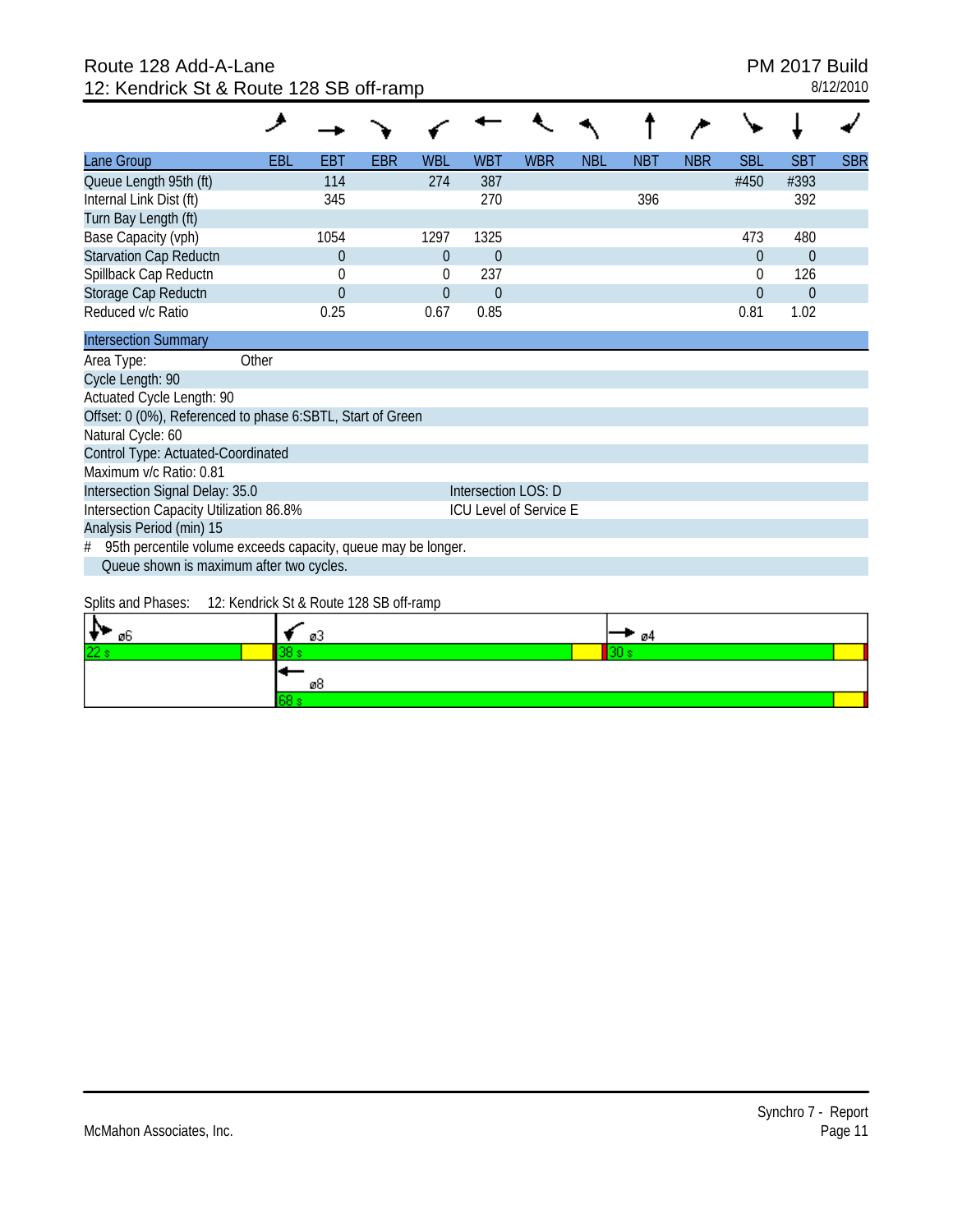# Route 128 Add-A-Lane
## 12: Kendrick St & Route 128 SB off-ramp

PM 2017 Build
8/12/2010

| Lane Group | EBL | EBT | EBR | WBL | WBT | WBR | NBL | NBT | NBR | SBL | SBT | SBR |
|---|---|---|---|---|---|---|---|---|---|---|---|---|
| Queue Length 95th (ft) | | 114 | | 274 | 387 | | | | | #450 | #393 | |
| Internal Link Dist (ft) | | 345 | | | 270 | | | 396 | | | 392 | |
| Turn Bay Length (ft) | | | | | | | | | | | | |
| Base Capacity (vph) | | 1054 | | 1297 | 1325 | | | | | 473 | 480 | |
| Starvation Cap Reductn | | 0 | | 0 | 0 | | | | | 0 | 0 | |
| Spillback Cap Reductn | | 0 | | 0 | 237 | | | | | 0 | 126 | |
| Storage Cap Reductn | | 0 | | 0 | 0 | | | | | 0 | 0 | |
| Reduced v/c Ratio | | 0.25 | | 0.67 | 0.85 | | | | | 0.81 | 1.02 | |

**Intersection Summary**

Area Type: Other
Cycle Length: 90
Actuated Cycle Length: 90
Offset: 0 (0%), Referenced to phase 6:SBTL, Start of Green
Natural Cycle: 60
Control Type: Actuated-Coordinated
Maximum v/c Ratio: 0.81
Intersection Signal Delay: 35.0 — Intersection LOS: D
Intersection Capacity Utilization 86.8% — ICU Level of Service E
Analysis Period (min) 15

# 95th percentile volume exceeds capacity, queue may be longer.
Queue shown is maximum after two cycles.

Splits and Phases: 12: Kendrick St & Route 128 SB off-ramp

| ø6 | ø3 | ø4 |
|---|---|---|
| 22 s | 38 s | 30 s |
| | ø8 | |
| | 68 s | |

McMahon Associates, Inc. — Synchro 7 - Report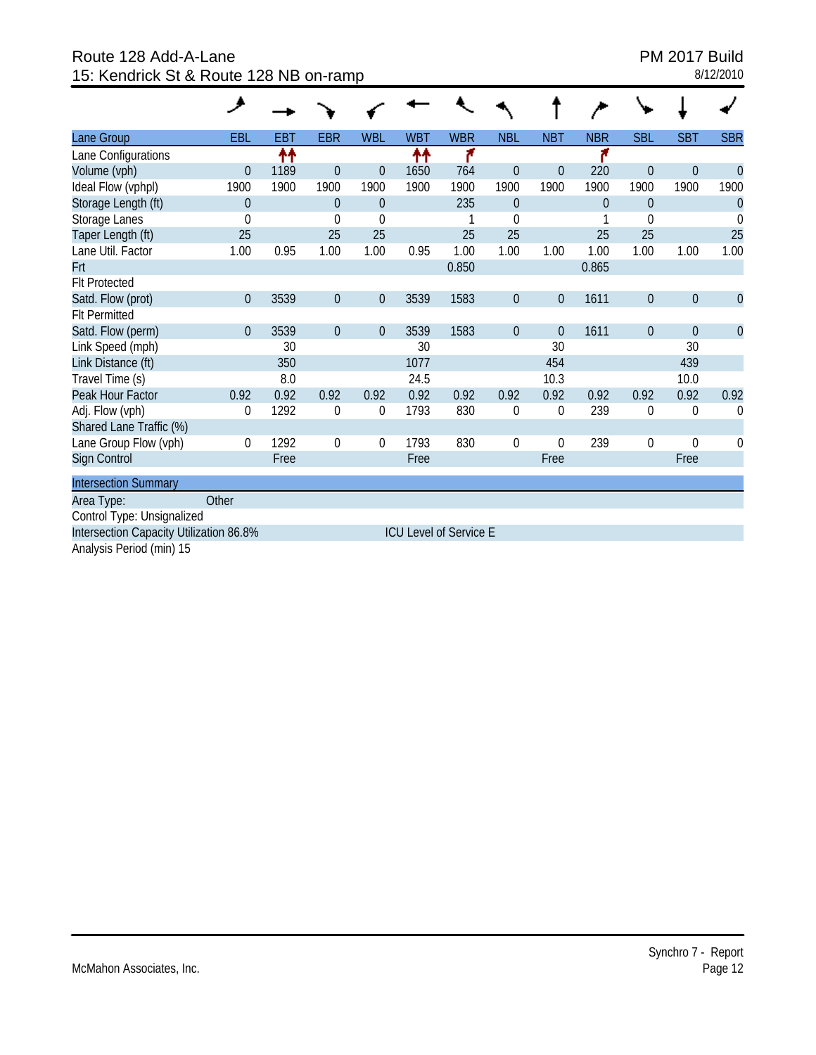# Route 128 Add-A-Lane
## 15: Kendrick St & Route 128 NB on-ramp

PM 2017 Build
8/12/2010

| Lane Group | EBL | EBT | EBR | WBL | WBT | WBR | NBL | NBT | NBR | SBL | SBT | SBR |
|---|---|---|---|---|---|---|---|---|---|---|---|---|
| Lane Configurations | | ↑↑ | | | ↑↑ | ↱ | | | ↱ | | | |
| Volume (vph) | 0 | 1189 | 0 | 0 | 1650 | 764 | 0 | 0 | 220 | 0 | 0 | 0 |
| Ideal Flow (vphpl) | 1900 | 1900 | 1900 | 1900 | 1900 | 1900 | 1900 | 1900 | 1900 | 1900 | 1900 | 1900 |
| Storage Length (ft) | 0 | | 0 | 0 | | 235 | 0 | | 0 | 0 | | 0 |
| Storage Lanes | 0 | | 0 | 0 | | 1 | 0 | | 1 | 0 | | 0 |
| Taper Length (ft) | 25 | | 25 | 25 | | 25 | 25 | | 25 | 25 | | 25 |
| Lane Util. Factor | 1.00 | 0.95 | 1.00 | 1.00 | 0.95 | 1.00 | 1.00 | 1.00 | 1.00 | 1.00 | 1.00 | 1.00 |
| Frt | | | | | | 0.850 | | | 0.865 | | | |
| Flt Protected | | | | | | | | | | | | |
| Satd. Flow (prot) | 0 | 3539 | 0 | 0 | 3539 | 1583 | 0 | 0 | 1611 | 0 | 0 | 0 |
| Flt Permitted | | | | | | | | | | | | |
| Satd. Flow (perm) | 0 | 3539 | 0 | 0 | 3539 | 1583 | 0 | 0 | 1611 | 0 | 0 | 0 |
| Link Speed (mph) | | 30 | | | 30 | | | 30 | | | 30 | |
| Link Distance (ft) | | 350 | | | 1077 | | | 454 | | | 439 | |
| Travel Time (s) | | 8.0 | | | 24.5 | | | 10.3 | | | 10.0 | |
| Peak Hour Factor | 0.92 | 0.92 | 0.92 | 0.92 | 0.92 | 0.92 | 0.92 | 0.92 | 0.92 | 0.92 | 0.92 | 0.92 |
| Adj. Flow (vph) | 0 | 1292 | 0 | 0 | 1793 | 830 | 0 | 0 | 239 | 0 | 0 | 0 |
| Shared Lane Traffic (%) | | | | | | | | | | | | |
| Lane Group Flow (vph) | 0 | 1292 | 0 | 0 | 1793 | 830 | 0 | 0 | 239 | 0 | 0 | 0 |
| Sign Control | | Free | | | Free | | | Free | | | Free | |

**Intersection Summary**

Area Type: Other

Control Type: Unsignalized

Intersection Capacity Utilization 86.8% ICU Level of Service E

Analysis Period (min) 15

McMahon Associates, Inc.

Synchro 7 - Report